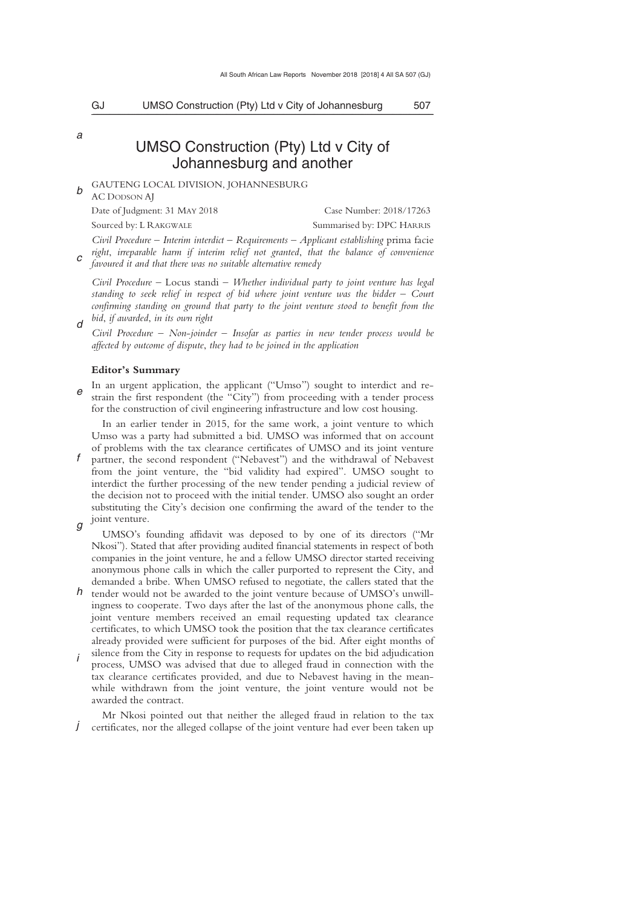# UMSO Construction (Pty) Ltd v City of Johannesburg and another

GAUTENG LOCAL DIVISION, JOHANNESBURG

AC DODSON AJ

Date of Judgment: 31 MAY 2018 Case Number: 2018/17263

Sourced by: L RAKGWALE Summarised by: DPC HARRIS

*Civil Procedure – Interim interdict – Requirements – Applicant establishing* prima facie *right, irreparable harm if interim relief not granted, that the balance of convenience favoured it and that there was no suitable alternative remedy*

*Civil Procedure –* Locus standi *– Whether individual party to joint venture has legal standing to seek relief in respect of bid where joint venture was the bidder – Court confirming standing on ground that party to the joint venture stood to benefit from the bid, if awarded, in its own right*

*Civil Procedure – Non-joinder – Insofar as parties in new tender process would be affected by outcome of dispute, they had to be joined in the application*

**Editor's Summary**

In an urgent application, the applicant ("Umso") sought to interdict and restrain the first respondent (the "City") from proceeding with a tender process for the construction of civil engineering infrastructure and low cost housing.

In an earlier tender in 2015, for the same work, a joint venture to which Umso was a party had submitted a bid. UMSO was informed that on account of problems with the tax clearance certificates of UMSO and its joint venture partner, the second respondent ("Nebavest") and the withdrawal of Nebavest from the joint venture, the "bid validity had expired". UMSO sought to interdict the further processing of the new tender pending a judicial review of the decision not to proceed with the initial tender. UMSO also sought an order substituting the City's decision one confirming the award of the tender to the joint venture.

UMSO's founding affidavit was deposed to by one of its directors ("Mr Nkosi"). Stated that after providing audited financial statements in respect of both companies in the joint venture, he and a fellow UMSO director started receiving anonymous phone calls in which the caller purported to represent the City, and demanded a bribe. When UMSO refused to negotiate, the callers stated that the tender would not be awarded to the joint venture because of UMSO's unwillingness to cooperate. Two days after the last of the anonymous phone calls, the joint venture members received an email requesting updated tax clearance certificates, to which UMSO took the position that the tax clearance certificates already provided were sufficient for purposes of the bid. After eight months of silence from the City in response to requests for updates on the bid adjudication process, UMSO was advised that due to alleged fraud in connection with the tax clearance certificates provided, and due to Nebavest having in the meanwhile withdrawn from the joint venture, the joint venture would not be awarded the contract.

Mr Nkosi pointed out that neither the alleged fraud in relation to the tax certificates, nor the alleged collapse of the joint venture had ever been taken up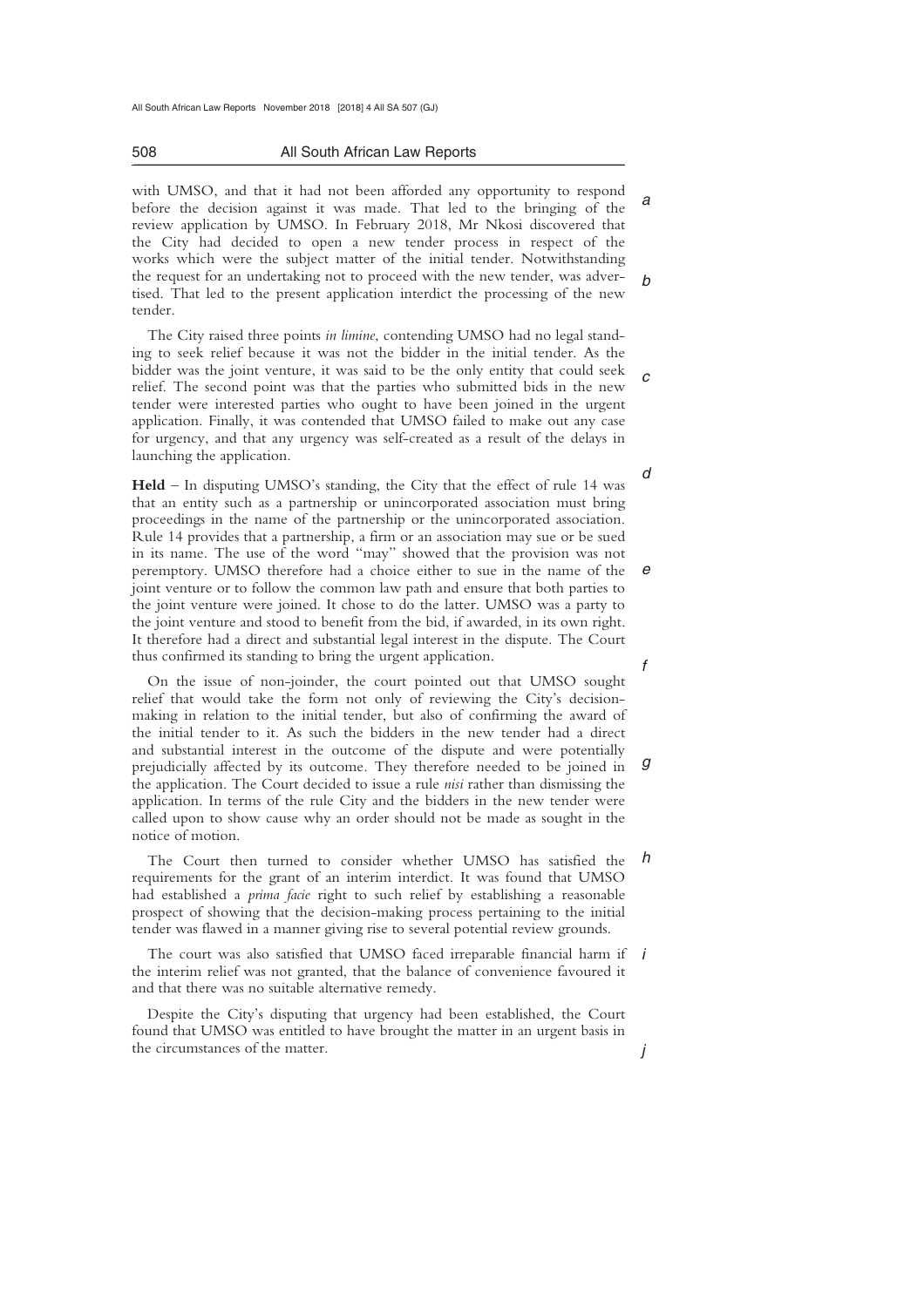with UMSO, and that it had not been afforded any opportunity to respond before the decision against it was made. That led to the bringing of the review application by UMSO. In February 2018, Mr Nkosi discovered that the City had decided to open a new tender process in respect of the works which were the subject matter of the initial tender. Notwithstanding the request for an undertaking not to proceed with the new tender, was advertised. That led to the present application interdict the processing of the new tender.

The City raised three points *in limine*, contending UMSO had no legal standing to seek relief because it was not the bidder in the initial tender. As the bidder was the joint venture, it was said to be the only entity that could seek relief. The second point was that the parties who submitted bids in the new tender were interested parties who ought to have been joined in the urgent application. Finally, it was contended that UMSO failed to make out any case for urgency, and that any urgency was self-created as a result of the delays in launching the application.

**Held** – In disputing UMSO's standing, the City that the effect of rule 14 was that an entity such as a partnership or unincorporated association must bring proceedings in the name of the partnership or the unincorporated association. Rule 14 provides that a partnership, a firm or an association may sue or be sued in its name. The use of the word "may" showed that the provision was not peremptory. UMSO therefore had a choice either to sue in the name of the joint venture or to follow the common law path and ensure that both parties to the joint venture were joined. It chose to do the latter. UMSO was a party to the joint venture and stood to benefit from the bid, if awarded, in its own right. It therefore had a direct and substantial legal interest in the dispute. The Court thus confirmed its standing to bring the urgent application.

On the issue of non-joinder, the court pointed out that UMSO sought relief that would take the form not only of reviewing the City's decision-making in relation to the initial tender, but also of confirming the award of the initial tender to it. As such the bidders in the new tender had a direct and substantial interest in the outcome of the dispute and were potentially prejudicially affected by its outcome. They therefore needed to be joined in the application. The Court decided to issue a rule *nisi* rather than dismissing the application. In terms of the rule City and the bidders in the new tender were called upon to show cause why an order should not be made as sought in the notice of motion.

The Court then turned to consider whether UMSO has satisfied the requirements for the grant of an interim interdict. It was found that UMSO had established a *prima facie* right to such relief by establishing a reasonable prospect of showing that the decision-making process pertaining to the initial tender was flawed in a manner giving rise to several potential review grounds.

The court was also satisfied that UMSO faced irreparable financial harm if the interim relief was not granted, that the balance of convenience favoured it and that there was no suitable alternative remedy.

Despite the City's disputing that urgency had been established, the Court found that UMSO was entitled to have brought the matter in an urgent basis in the circumstances of the matter.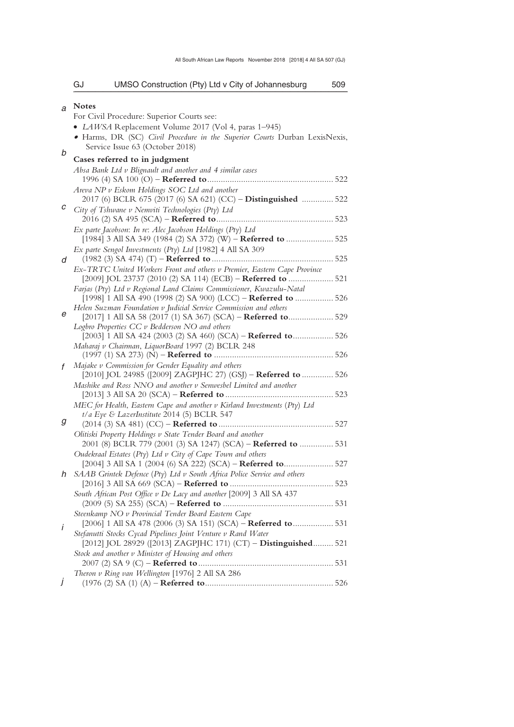**Notes**

For Civil Procedure: Superior Courts see:

- *LAWSA* Replacement Volume 2017 (Vol 4, paras 1–945)
- Harms, DR (SC) *Civil Procedure in the Superior Courts* Durban LexisNexis, Service Issue 63 (October 2018)

**Cases referred to in judgment**

*Absa Bank Ltd v Blignault and another and 4 similar cases* 1996 (4) SA 100 (O) – **Referred to** ........................................................ 522

*Areva NP v Eskom Holdings SOC Ltd and another* 2017 (6) BCLR 675 (2017 (6) SA 621) (CC) – **Distinguished** .............. 522

*City of Tshwane v Nemviti Technologies (Pty) Ltd* 2016 (2) SA 495 (SCA) – **Referred to** .................................................... 523

*Ex parte Jacobson: In re: Alec Jacobson Holdings (Pty) Ltd* [1984] 3 All SA 349 (1984 (2) SA 372) (W) – **Referred to** ..................... 525

*Ex parte Sengol Investments (Pty) Ltd* [1982] 4 All SA 309 (1982 (3) SA 474) (T) – **Referred to** ...................................................... 525

*Ex-TRTC United Workers Front and others v Premier, Eastern Cape Province* [2009] JOL 23737 (2010 (2) SA 114) (ECB) – **Referred to** .................... 521

*Farjas (Pty) Ltd v Regional Land Claims Commissioner, Kwazulu-Natal* [1998] 1 All SA 490 (1998 (2) SA 900) (LCC) – **Referred to** ................. 526

*Helen Suzman Foundation v Judicial Service Commission and others* [2017] 1 All SA 58 (2017 (1) SA 367) (SCA) – **Referred to**.................... 529

*Logbro Properties CC v Bedderson NO and others* [2003] 1 All SA 424 (2003 (2) SA 460) (SCA) – **Referred to**.................. 526

*Maharaj v Chairman, LiquorBoard* 1997 (2) BCLR 248 (1997 (1) SA 273) (N) – **Referred to** ..................................................... 526

*Majake v Commission for Gender Equality and others* [2010] JOL 24985 ([2009] ZAGPJHC 27) (GSJ) – **Referred to** .............. 526

*Mashike and Ross NNO and another v Senwesbel Limited and another* [2013] 3 All SA 20 (SCA) – **Referred to** ................................................ 523

*MEC for Health, Eastern Cape and another v Kirland Investments (Pty) Ltd t/a Eye & LazerInstitute* 2014 (5) BCLR 547 (2014 (3) SA 481) (CC) – **Referred to** ................................................... 527

*Olitiski Property Holdings v State Tender Board and another* 2001 (8) BCLR 779 (2001 (3) SA 1247) (SCA) – **Referred to** ............... 531

*Oudekraal Estates (Pty) Ltd v City of Cape Town and others* [2004] 3 All SA 1 (2004 (6) SA 222) (SCA) – **Referred to**...................... 527

*SAAB Grintek Defence (Pty) Ltd v South Africa Police Service and others* [2016] 3 All SA 669 (SCA) – **Referred to** .............................................. 523

*South African Post Office v De Lacy and another* [2009] 3 All SA 437 (2009 (5) SA 255) (SCA) – **Referred to** ................................................ 531

*Steenkamp NO v Provincial Tender Board Eastern Cape* [2006] 1 All SA 478 (2006 (3) SA 151) (SCA) – **Referred to**.................. 531

*Stefanutti Stocks Cycad Pipelines Joint Venture v Rand Water* [2012] JOL 28929 ([2013] ZAGPJHC 171) (CT) – **Distinguished**......... 521

*Stock and another v Minister of Housing and others* 2007 (2) SA 9 (C) – **Referred to** ............................................................ 531

*Theron v Ring van Wellington* [1976] 2 All SA 286 (1976 (2) SA (1) (A) – **Referred to**......................................................... 526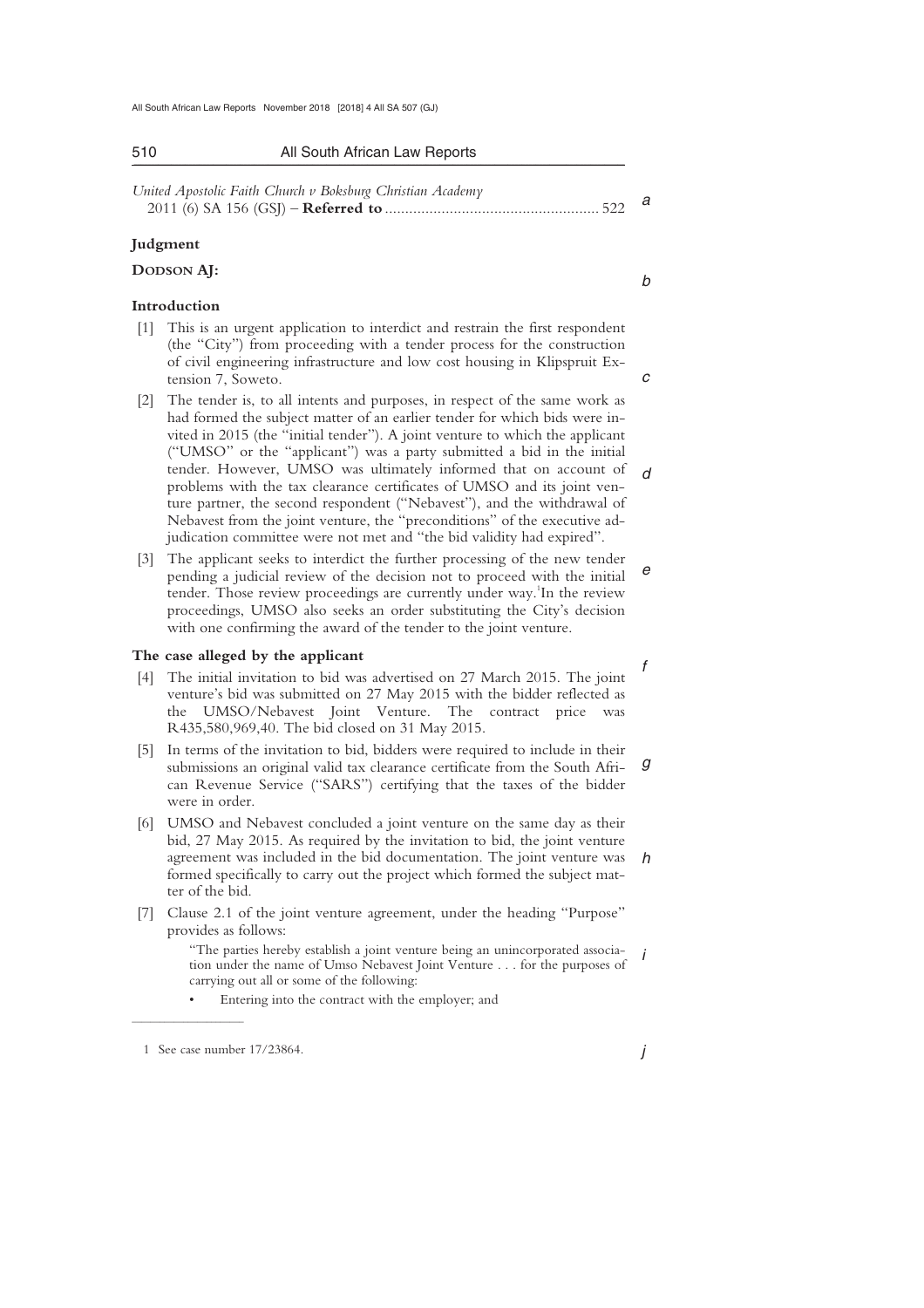*United Apostolic Faith Church v Boksburg Christian Academy* 2011 (6) SA 156 (GSJ) – **Referred to** .................................................... 522

## Judgment

**DODSON AJ:**

### Introduction

[1] This is an urgent application to interdict and restrain the first respondent (the "City") from proceeding with a tender process for the construction of civil engineering infrastructure and low cost housing in Klipspruit Extension 7, Soweto.

[2] The tender is, to all intents and purposes, in respect of the same work as had formed the subject matter of an earlier tender for which bids were invited in 2015 (the "initial tender"). A joint venture to which the applicant ("UMSO" or the "applicant") was a party submitted a bid in the initial tender. However, UMSO was ultimately informed that on account of problems with the tax clearance certificates of UMSO and its joint venture partner, the second respondent ("Nebavest"), and the withdrawal of Nebavest from the joint venture, the "preconditions" of the executive adjudication committee were not met and "the bid validity had expired".

[3] The applicant seeks to interdict the further processing of the new tender pending a judicial review of the decision not to proceed with the initial tender. Those review proceedings are currently under way.[1] In the review proceedings, UMSO also seeks an order substituting the City's decision with one confirming the award of the tender to the joint venture.

### The case alleged by the applicant

[4] The initial invitation to bid was advertised on 27 March 2015. The joint venture's bid was submitted on 27 May 2015 with the bidder reflected as the UMSO/Nebavest Joint Venture. The contract price was R435,580,969,40. The bid closed on 31 May 2015.

[5] In terms of the invitation to bid, bidders were required to include in their submissions an original valid tax clearance certificate from the South African Revenue Service ("SARS") certifying that the taxes of the bidder were in order.

[6] UMSO and Nebavest concluded a joint venture on the same day as their bid, 27 May 2015. As required by the invitation to bid, the joint venture agreement was included in the bid documentation. The joint venture was formed specifically to carry out the project which formed the subject matter of the bid.

[7] Clause 2.1 of the joint venture agreement, under the heading "Purpose" provides as follows:

> "The parties hereby establish a joint venture being an unincorporated association under the name of Umso Nebavest Joint Venture . . . for the purposes of carrying out all or some of the following:
>
> - Entering into the contract with the employer; and

---

1 See case number 17/23864.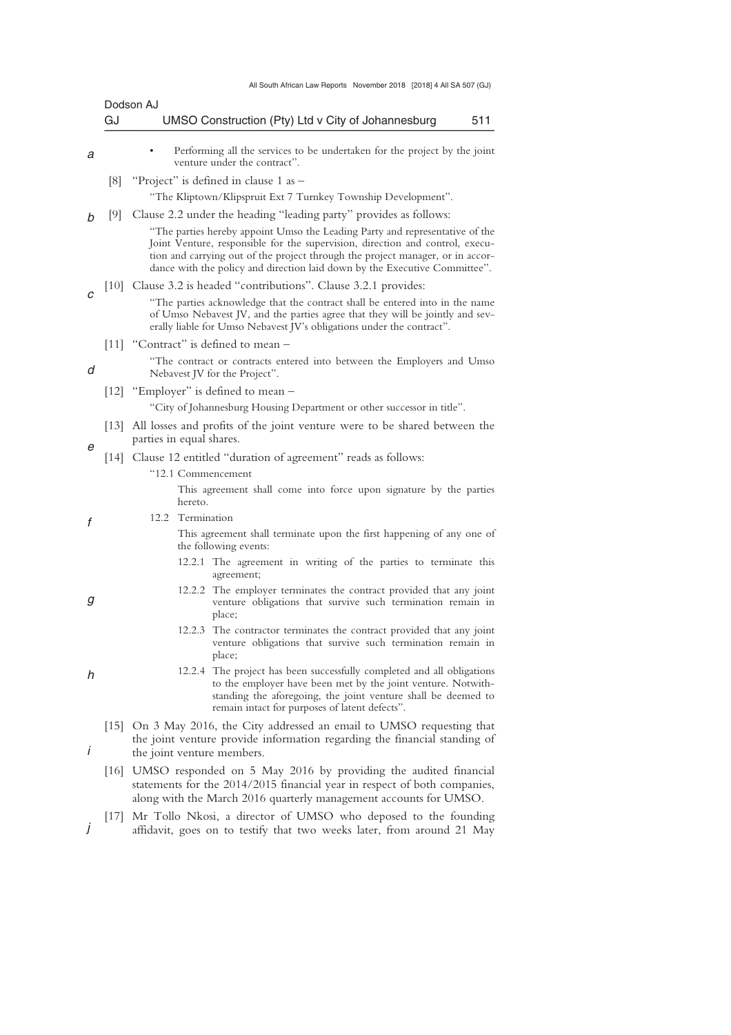- Performing all the services to be undertaken for the project by the joint venture under the contract".

[8] "Project" is defined in clause 1 as –

"The Kliptown/Klipspruit Ext 7 Turnkey Township Development".

[9] Clause 2.2 under the heading "leading party" provides as follows:

"The parties hereby appoint Umso the Leading Party and representative of the Joint Venture, responsible for the supervision, direction and control, execution and carrying out of the project through the project manager, or in accordance with the policy and direction laid down by the Executive Committee".

[10] Clause 3.2 is headed "contributions". Clause 3.2.1 provides:

"The parties acknowledge that the contract shall be entered into in the name of Umso Nebavest JV, and the parties agree that they will be jointly and severally liable for Umso Nebavest JV's obligations under the contract".

[11] "Contract" is defined to mean –

"The contract or contracts entered into between the Employers and Umso Nebavest JV for the Project".

[12] "Employer" is defined to mean –

"City of Johannesburg Housing Department or other successor in title".

[13] All losses and profits of the joint venture were to be shared between the parties in equal shares.

[14] Clause 12 entitled "duration of agreement" reads as follows:

"12.1 Commencement

This agreement shall come into force upon signature by the parties hereto.

12.2 Termination

This agreement shall terminate upon the first happening of any one of the following events:

12.2.1 The agreement in writing of the parties to terminate this agreement;

12.2.2 The employer terminates the contract provided that any joint venture obligations that survive such termination remain in place;

12.2.3 The contractor terminates the contract provided that any joint venture obligations that survive such termination remain in place;

12.2.4 The project has been successfully completed and all obligations to the employer have been met by the joint venture. Notwithstanding the aforegoing, the joint venture shall be deemed to remain intact for purposes of latent defects".

[15] On 3 May 2016, the City addressed an email to UMSO requesting that the joint venture provide information regarding the financial standing of the joint venture members.

[16] UMSO responded on 5 May 2016 by providing the audited financial statements for the 2014/2015 financial year in respect of both companies, along with the March 2016 quarterly management accounts for UMSO.

[17] Mr Tollo Nkosi, a director of UMSO who deposed to the founding affidavit, goes on to testify that two weeks later, from around 21 May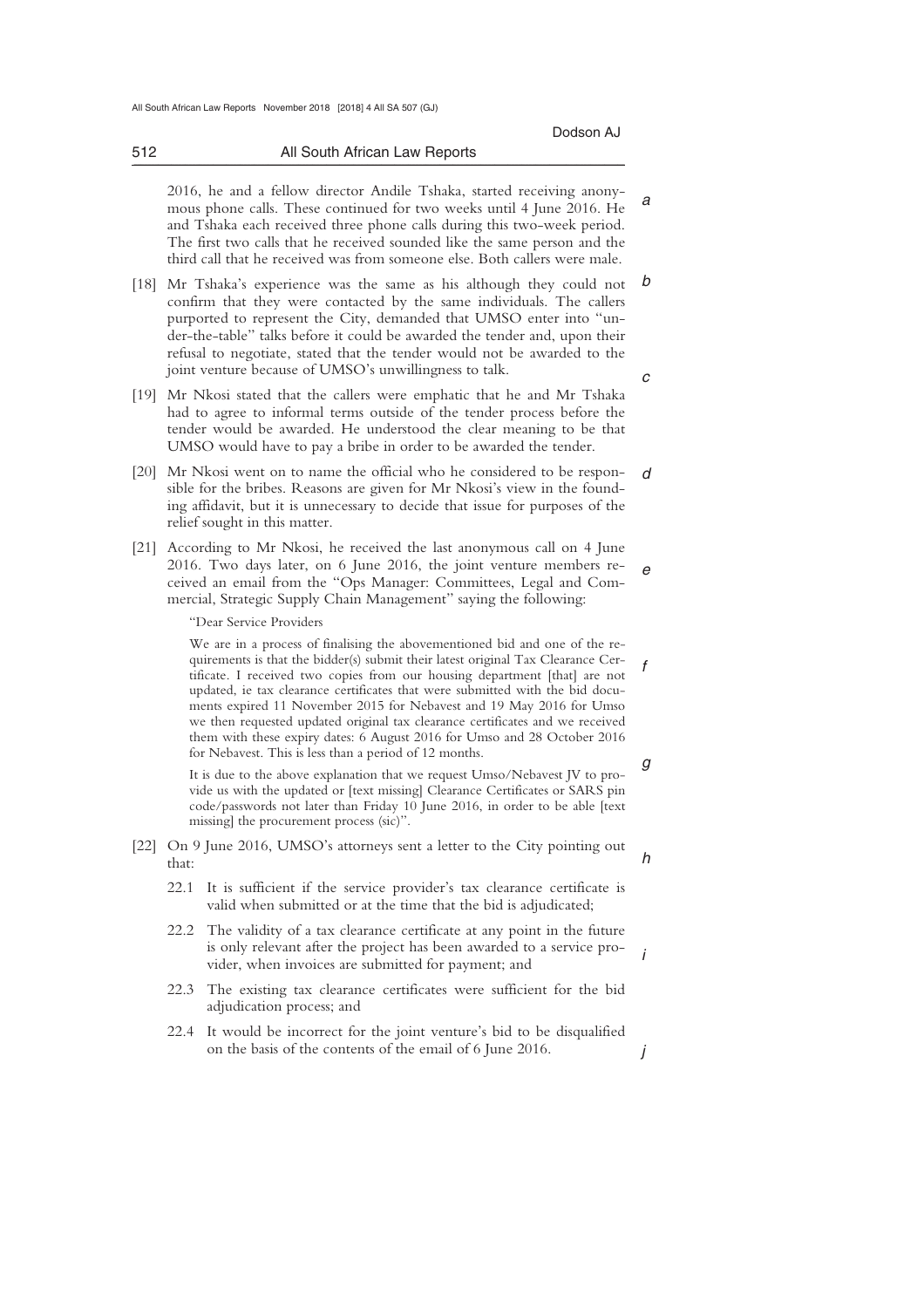2016, he and a fellow director Andile Tshaka, started receiving anonymous phone calls. These continued for two weeks until 4 June 2016. He and Tshaka each received three phone calls during this two-week period. The first two calls that he received sounded like the same person and the third call that he received was from someone else. Both callers were male.

[18] Mr Tshaka's experience was the same as his although they could not confirm that they were contacted by the same individuals. The callers purported to represent the City, demanded that UMSO enter into "under-the-table" talks before it could be awarded the tender and, upon their refusal to negotiate, stated that the tender would not be awarded to the joint venture because of UMSO's unwillingness to talk.

[19] Mr Nkosi stated that the callers were emphatic that he and Mr Tshaka had to agree to informal terms outside of the tender process before the tender would be awarded. He understood the clear meaning to be that UMSO would have to pay a bribe in order to be awarded the tender.

[20] Mr Nkosi went on to name the official who he considered to be responsible for the bribes. Reasons are given for Mr Nkosi's view in the founding affidavit, but it is unnecessary to decide that issue for purposes of the relief sought in this matter.

[21] According to Mr Nkosi, he received the last anonymous call on 4 June 2016. Two days later, on 6 June 2016, the joint venture members received an email from the "Ops Manager: Committees, Legal and Commercial, Strategic Supply Chain Management" saying the following:

> "Dear Service Providers
>
> We are in a process of finalising the abovementioned bid and one of the requirements is that the bidder(s) submit their latest original Tax Clearance Certificate. I received two copies from our housing department [that] are not updated, ie tax clearance certificates that were submitted with the bid documents expired 11 November 2015 for Nebavest and 19 May 2016 for Umso we then requested updated original tax clearance certificates and we received them with these expiry dates: 6 August 2016 for Umso and 28 October 2016 for Nebavest. This is less than a period of 12 months.
>
> It is due to the above explanation that we request Umso/Nebavest JV to provide us with the updated or [text missing] Clearance Certificates or SARS pin code/passwords not later than Friday 10 June 2016, in order to be able [text missing] the procurement process (sic)".

[22] On 9 June 2016, UMSO's attorneys sent a letter to the City pointing out that:

22.1 It is sufficient if the service provider's tax clearance certificate is valid when submitted or at the time that the bid is adjudicated;

22.2 The validity of a tax clearance certificate at any point in the future is only relevant after the project has been awarded to a service provider, when invoices are submitted for payment; and

22.3 The existing tax clearance certificates were sufficient for the bid adjudication process; and

22.4 It would be incorrect for the joint venture's bid to be disqualified on the basis of the contents of the email of 6 June 2016.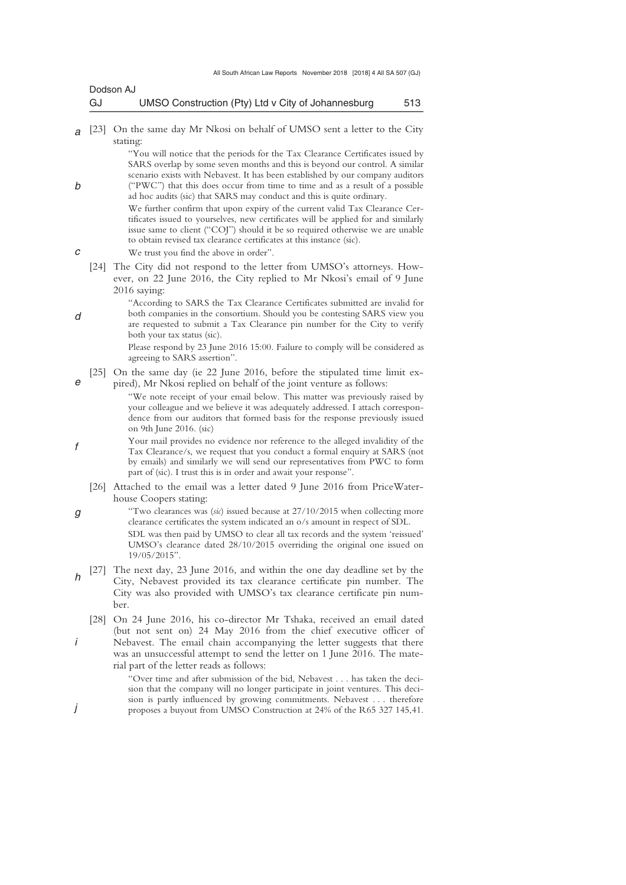[23] On the same day Mr Nkosi on behalf of UMSO sent a letter to the City stating:

> "You will notice that the periods for the Tax Clearance Certificates issued by SARS overlap by some seven months and this is beyond our control. A similar scenario exists with Nebavest. It has been established by our company auditors ("PWC") that this does occur from time to time and as a result of a possible ad hoc audits (sic) that SARS may conduct and this is quite ordinary.
>
> We further confirm that upon expiry of the current valid Tax Clearance Certificates issued to yourselves, new certificates will be applied for and similarly issue same to client ("COJ") should it be so required otherwise we are unable to obtain revised tax clearance certificates at this instance (sic).
>
> We trust you find the above in order".

[24] The City did not respond to the letter from UMSO's attorneys. However, on 22 June 2016, the City replied to Mr Nkosi's email of 9 June 2016 saying:

> "According to SARS the Tax Clearance Certificates submitted are invalid for both companies in the consortium. Should you be contesting SARS view you are requested to submit a Tax Clearance pin number for the City to verify both your tax status (sic).
>
> Please respond by 23 June 2016 15:00. Failure to comply will be considered as agreeing to SARS assertion".

[25] On the same day (ie 22 June 2016, before the stipulated time limit expired), Mr Nkosi replied on behalf of the joint venture as follows:

> "We note receipt of your email below. This matter was previously raised by your colleague and we believe it was adequately addressed. I attach correspondence from our auditors that formed basis for the response previously issued on 9th June 2016. (sic)
>
> Your mail provides no evidence nor reference to the alleged invalidity of the Tax Clearance/s, we request that you conduct a formal enquiry at SARS (not by emails) and similarly we will send our representatives from PWC to form part of (sic). I trust this is in order and await your response".

[26] Attached to the email was a letter dated 9 June 2016 from PriceWaterhouse Coopers stating:

> "Two clearances was (*sic*) issued because at 27/10/2015 when collecting more clearance certificates the system indicated an o/s amount in respect of SDL.
>
> SDL was then paid by UMSO to clear all tax records and the system 'reissued' UMSO's clearance dated 28/10/2015 overriding the original one issued on 19/05/2015".

[27] The next day, 23 June 2016, and within the one day deadline set by the City, Nebavest provided its tax clearance certificate pin number. The City was also provided with UMSO's tax clearance certificate pin number.

[28] On 24 June 2016, his co-director Mr Tshaka, received an email dated (but not sent on) 24 May 2016 from the chief executive officer of Nebavest. The email chain accompanying the letter suggests that there was an unsuccessful attempt to send the letter on 1 June 2016. The material part of the letter reads as follows:

> "Over time and after submission of the bid, Nebavest . . . has taken the decision that the company will no longer participate in joint ventures. This decision is partly influenced by growing commitments. Nebavest . . . therefore proposes a buyout from UMSO Construction at 24% of the R65 327 145,41.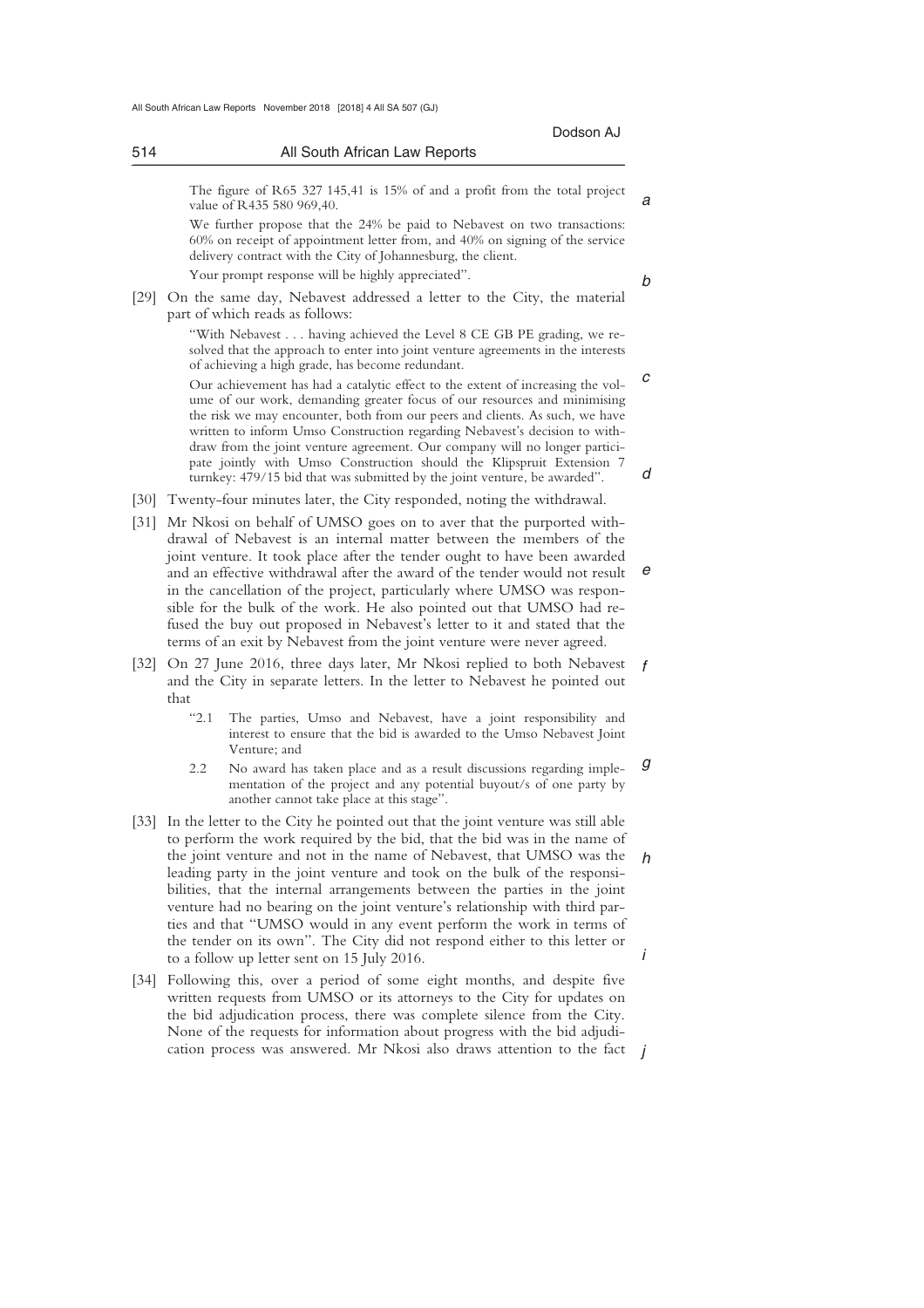The figure of R65 327 145,41 is 15% of and a profit from the total project value of R435 580 969,40.

We further propose that the 24% be paid to Nebavest on two transactions: 60% on receipt of appointment letter from, and 40% on signing of the service delivery contract with the City of Johannesburg, the client.

Your prompt response will be highly appreciated".

[29] On the same day, Nebavest addressed a letter to the City, the material part of which reads as follows:

> "With Nebavest . . . having achieved the Level 8 CE GB PE grading, we resolved that the approach to enter into joint venture agreements in the interests of achieving a high grade, has become redundant.
>
> Our achievement has had a catalytic effect to the extent of increasing the volume of our work, demanding greater focus of our resources and minimising the risk we may encounter, both from our peers and clients. As such, we have written to inform Umso Construction regarding Nebavest's decision to withdraw from the joint venture agreement. Our company will no longer participate jointly with Umso Construction should the Klipspruit Extension 7 turnkey: 479/15 bid that was submitted by the joint venture, be awarded".

[30] Twenty-four minutes later, the City responded, noting the withdrawal.

[31] Mr Nkosi on behalf of UMSO goes on to aver that the purported withdrawal of Nebavest is an internal matter between the members of the joint venture. It took place after the tender ought to have been awarded and an effective withdrawal after the award of the tender would not result in the cancellation of the project, particularly where UMSO was responsible for the bulk of the work. He also pointed out that UMSO had refused the buy out proposed in Nebavest's letter to it and stated that the terms of an exit by Nebavest from the joint venture were never agreed.

[32] On 27 June 2016, three days later, Mr Nkosi replied to both Nebavest and the City in separate letters. In the letter to Nebavest he pointed out that

> "2.1 The parties, Umso and Nebavest, have a joint responsibility and interest to ensure that the bid is awarded to the Umso Nebavest Joint Venture; and
>
> 2.2 No award has taken place and as a result discussions regarding implementation of the project and any potential buyout/s of one party by another cannot take place at this stage".

[33] In the letter to the City he pointed out that the joint venture was still able to perform the work required by the bid, that the bid was in the name of the joint venture and not in the name of Nebavest, that UMSO was the leading party in the joint venture and took on the bulk of the responsibilities, that the internal arrangements between the parties in the joint venture had no bearing on the joint venture's relationship with third parties and that "UMSO would in any event perform the work in terms of the tender on its own". The City did not respond either to this letter or to a follow up letter sent on 15 July 2016.

[34] Following this, over a period of some eight months, and despite five written requests from UMSO or its attorneys to the City for updates on the bid adjudication process, there was complete silence from the City. None of the requests for information about progress with the bid adjudication process was answered. Mr Nkosi also draws attention to the fact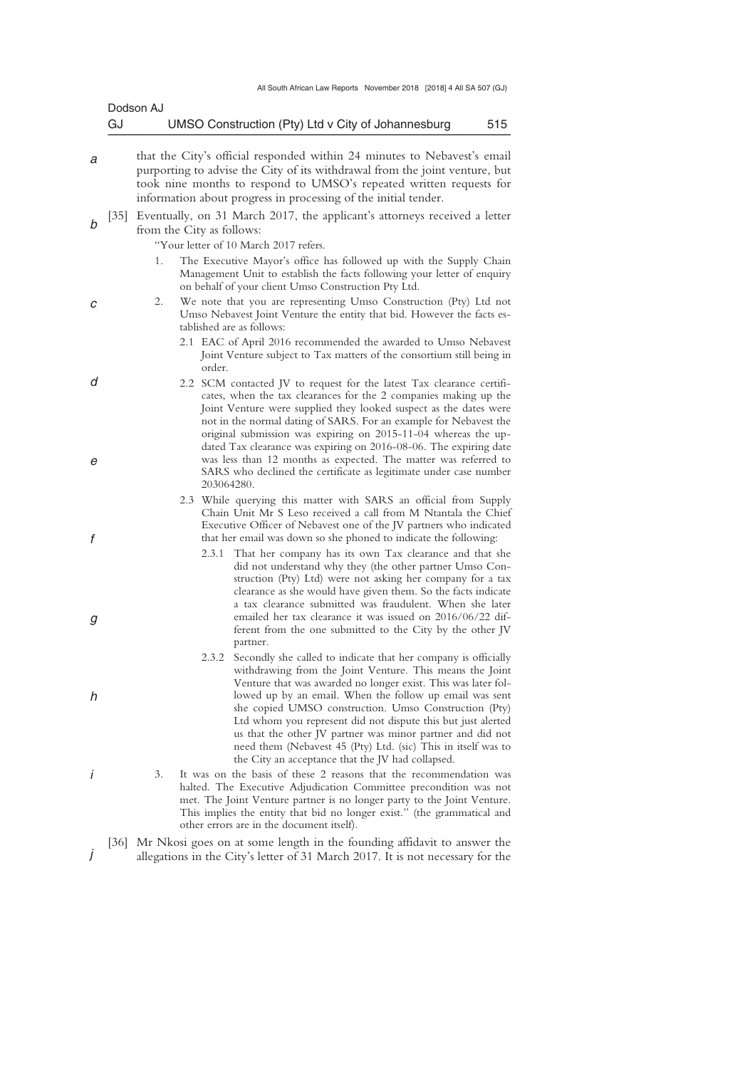that the City's official responded within 24 minutes to Nebavest's email purporting to advise the City of its withdrawal from the joint venture, but took nine months to respond to UMSO's repeated written requests for information about progress in processing of the initial tender.

[35] Eventually, on 31 March 2017, the applicant's attorneys received a letter from the City as follows:

> "Your letter of 10 March 2017 refers.
>
> 1. The Executive Mayor's office has followed up with the Supply Chain Management Unit to establish the facts following your letter of enquiry on behalf of your client Umso Construction Pty Ltd.
> 2. We note that you are representing Umso Construction (Pty) Ltd not Umso Nebavest Joint Venture the entity that bid. However the facts established are as follows:
>
>    2.1 EAC of April 2016 recommended the awarded to Umso Nebavest Joint Venture subject to Tax matters of the consortium still being in order.
>
>    2.2 SCM contacted JV to request for the latest Tax clearance certificates, when the tax clearances for the 2 companies making up the Joint Venture were supplied they looked suspect as the dates were not in the normal dating of SARS. For an example for Nebavest the original submission was expiring on 2015-11-04 whereas the updated Tax clearance was expiring on 2016-08-06. The expiring date was less than 12 months as expected. The matter was referred to SARS who declined the certificate as legitimate under case number 203064280.
>
>    2.3 While querying this matter with SARS an official from Supply Chain Unit Mr S Leso received a call from M Ntantala the Chief Executive Officer of Nebavest one of the JV partners who indicated that her email was down so she phoned to indicate the following:
>
>       2.3.1 That her company has its own Tax clearance and that she did not understand why they (the other partner Umso Construction (Pty) Ltd) were not asking her company for a tax clearance as she would have given them. So the facts indicate a tax clearance submitted was fraudulent. When she later emailed her tax clearance it was issued on 2016/06/22 different from the one submitted to the City by the other JV partner.
>
>       2.3.2 Secondly she called to indicate that her company is officially withdrawing from the Joint Venture. This means the Joint Venture that was awarded no longer exist. This was later followed up by an email. When the follow up email was sent she copied UMSO construction. Umso Construction (Pty) Ltd whom you represent did not dispute this but just alerted us that the other JV partner was minor partner and did not need them (Nebavest 45 (Pty) Ltd. (sic) This in itself was to the City an acceptance that the JV had collapsed.
>
> 3. It was on the basis of these 2 reasons that the recommendation was halted. The Executive Adjudication Committee precondition was not met. The Joint Venture partner is no longer party to the Joint Venture. This implies the entity that bid no longer exist." (the grammatical and other errors are in the document itself).

[36] Mr Nkosi goes on at some length in the founding affidavit to answer the allegations in the City's letter of 31 March 2017. It is not necessary for the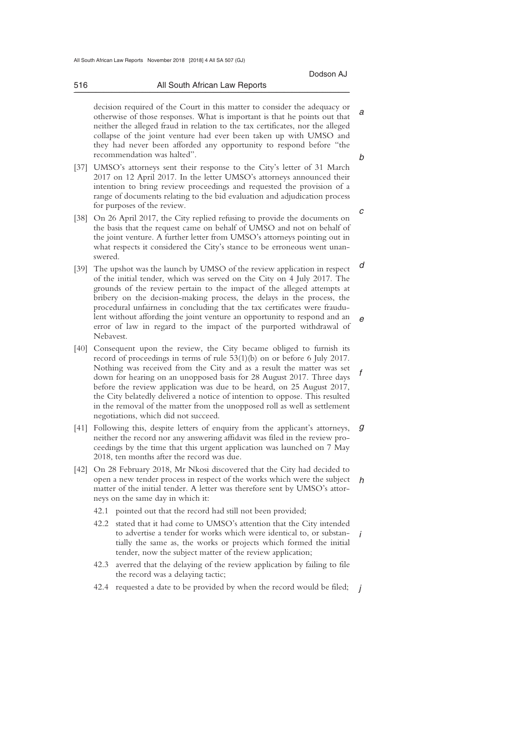decision required of the Court in this matter to consider the adequacy or otherwise of those responses. What is important is that he points out that neither the alleged fraud in relation to the tax certificates, nor the alleged collapse of the joint venture had ever been taken up with UMSO and they had never been afforded any opportunity to respond before "the recommendation was halted".

[37] UMSO's attorneys sent their response to the City's letter of 31 March 2017 on 12 April 2017. In the letter UMSO's attorneys announced their intention to bring review proceedings and requested the provision of a range of documents relating to the bid evaluation and adjudication process for purposes of the review.

[38] On 26 April 2017, the City replied refusing to provide the documents on the basis that the request came on behalf of UMSO and not on behalf of the joint venture. A further letter from UMSO's attorneys pointing out in what respects it considered the City's stance to be erroneous went unanswered.

[39] The upshot was the launch by UMSO of the review application in respect of the initial tender, which was served on the City on 4 July 2017. The grounds of the review pertain to the impact of the alleged attempts at bribery on the decision-making process, the delays in the process, the procedural unfairness in concluding that the tax certificates were fraudulent without affording the joint venture an opportunity to respond and an error of law in regard to the impact of the purported withdrawal of Nebavest.

[40] Consequent upon the review, the City became obliged to furnish its record of proceedings in terms of rule 53(1)(b) on or before 6 July 2017. Nothing was received from the City and as a result the matter was set down for hearing on an unopposed basis for 28 August 2017. Three days before the review application was due to be heard, on 25 August 2017, the City belatedly delivered a notice of intention to oppose. This resulted in the removal of the matter from the unopposed roll as well as settlement negotiations, which did not succeed.

[41] Following this, despite letters of enquiry from the applicant's attorneys, neither the record nor any answering affidavit was filed in the review proceedings by the time that this urgent application was launched on 7 May 2018, ten months after the record was due.

[42] On 28 February 2018, Mr Nkosi discovered that the City had decided to open a new tender process in respect of the works which were the subject matter of the initial tender. A letter was therefore sent by UMSO's attorneys on the same day in which it:

42.1 pointed out that the record had still not been provided;

42.2 stated that it had come to UMSO's attention that the City intended to advertise a tender for works which were identical to, or substantially the same as, the works or projects which formed the initial tender, now the subject matter of the review application;

42.3 averred that the delaying of the review application by failing to file the record was a delaying tactic;

42.4 requested a date to be provided by when the record would be filed;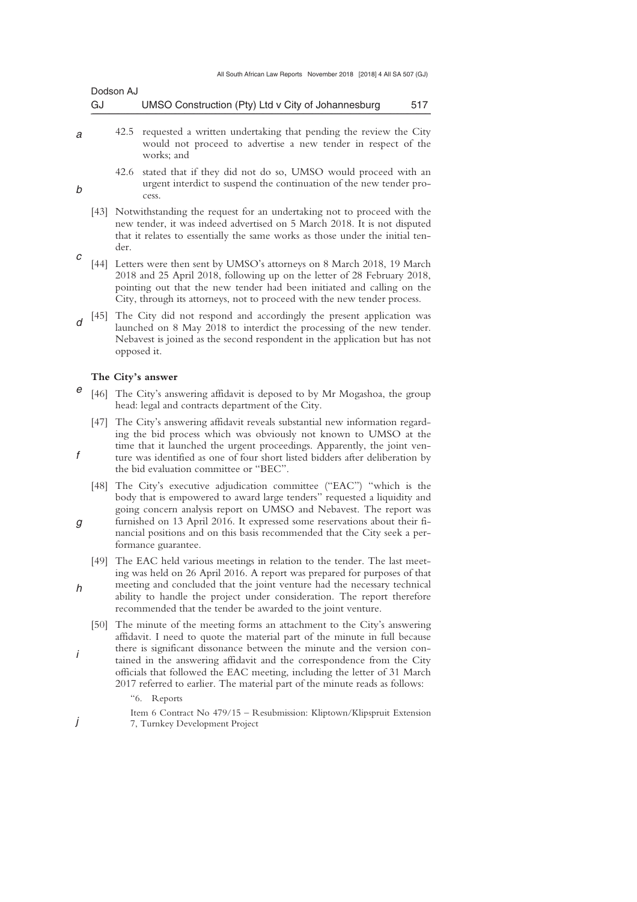42.5 requested a written undertaking that pending the review the City would not proceed to advertise a new tender in respect of the works; and

42.6 stated that if they did not do so, UMSO would proceed with an urgent interdict to suspend the continuation of the new tender process.

[43] Notwithstanding the request for an undertaking not to proceed with the new tender, it was indeed advertised on 5 March 2018. It is not disputed that it relates to essentially the same works as those under the initial tender.

[44] Letters were then sent by UMSO's attorneys on 8 March 2018, 19 March 2018 and 25 April 2018, following up on the letter of 28 February 2018, pointing out that the new tender had been initiated and calling on the City, through its attorneys, not to proceed with the new tender process.

[45] The City did not respond and accordingly the present application was launched on 8 May 2018 to interdict the processing of the new tender. Nebavest is joined as the second respondent in the application but has not opposed it.

**The City's answer**

[46] The City's answering affidavit is deposed to by Mr Mogashoa, the group head: legal and contracts department of the City.

[47] The City's answering affidavit reveals substantial new information regarding the bid process which was obviously not known to UMSO at the time that it launched the urgent proceedings. Apparently, the joint venture was identified as one of four short listed bidders after deliberation by the bid evaluation committee or "BEC".

[48] The City's executive adjudication committee ("EAC") "which is the body that is empowered to award large tenders" requested a liquidity and going concern analysis report on UMSO and Nebavest. The report was furnished on 13 April 2016. It expressed some reservations about their financial positions and on this basis recommended that the City seek a performance guarantee.

[49] The EAC held various meetings in relation to the tender. The last meeting was held on 26 April 2016. A report was prepared for purposes of that meeting and concluded that the joint venture had the necessary technical ability to handle the project under consideration. The report therefore recommended that the tender be awarded to the joint venture.

[50] The minute of the meeting forms an attachment to the City's answering affidavit. I need to quote the material part of the minute in full because there is significant dissonance between the minute and the version contained in the answering affidavit and the correspondence from the City officials that followed the EAC meeting, including the letter of 31 March 2017 referred to earlier. The material part of the minute reads as follows:

"6. Reports

Item 6 Contract No 479/15 – Resubmission: Kliptown/Klipspruit Extension 7, Turnkey Development Project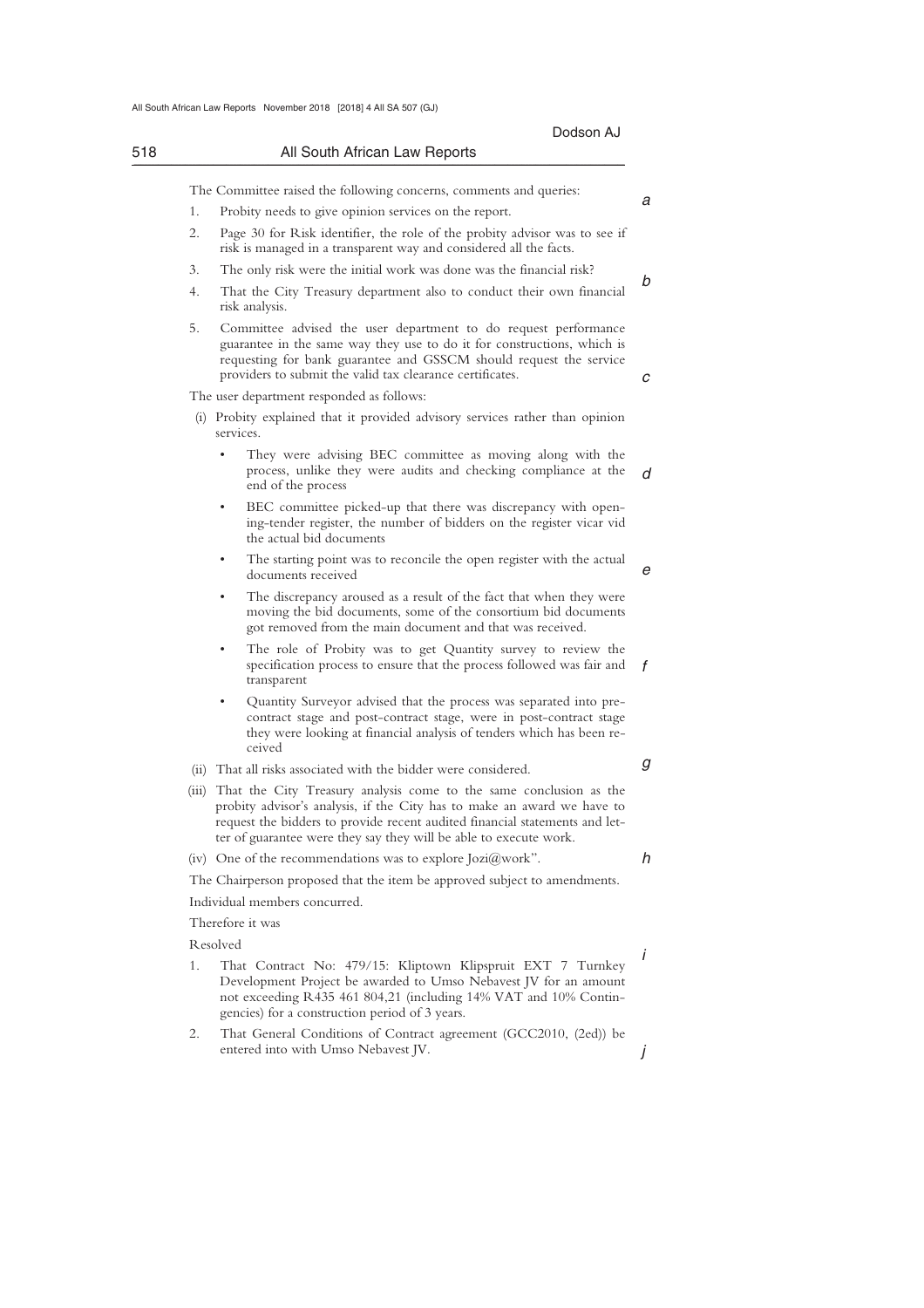The Committee raised the following concerns, comments and queries:

1. Probity needs to give opinion services on the report.
2. Page 30 for Risk identifier, the role of the probity advisor was to see if risk is managed in a transparent way and considered all the facts.
3. The only risk were the initial work was done was the financial risk?
4. That the City Treasury department also to conduct their own financial risk analysis.
5. Committee advised the user department to do request performance guarantee in the same way they use to do it for constructions, which is requesting for bank guarantee and GSSCM should request the service providers to submit the valid tax clearance certificates.

The user department responded as follows:

(i) Probity explained that it provided advisory services rather than opinion services.

- They were advising BEC committee as moving along with the process, unlike they were audits and checking compliance at the end of the process
- BEC committee picked-up that there was discrepancy with opening-tender register, the number of bidders on the register vicar vid the actual bid documents
- The starting point was to reconcile the open register with the actual documents received
- The discrepancy aroused as a result of the fact that when they were moving the bid documents, some of the consortium bid documents got removed from the main document and that was received.
- The role of Probity was to get Quantity survey to review the specification process to ensure that the process followed was fair and transparent
- Quantity Surveyor advised that the process was separated into pre-contract stage and post-contract stage, were in post-contract stage they were looking at financial analysis of tenders which has been received

(ii) That all risks associated with the bidder were considered.

(iii) That the City Treasury analysis come to the same conclusion as the probity advisor's analysis, if the City has to make an award we have to request the bidders to provide recent audited financial statements and letter of guarantee were they say they will be able to execute work.

(iv) One of the recommendations was to explore Jozi@work".

The Chairperson proposed that the item be approved subject to amendments.

Individual members concurred.

Therefore it was

Resolved

1. That Contract No: 479/15: Kliptown Klipspruit EXT 7 Turnkey Development Project be awarded to Umso Nebavest JV for an amount not exceeding R435 461 804,21 (including 14% VAT and 10% Contingencies) for a construction period of 3 years.
2. That General Conditions of Contract agreement (GCC2010, (2ed)) be entered into with Umso Nebavest JV.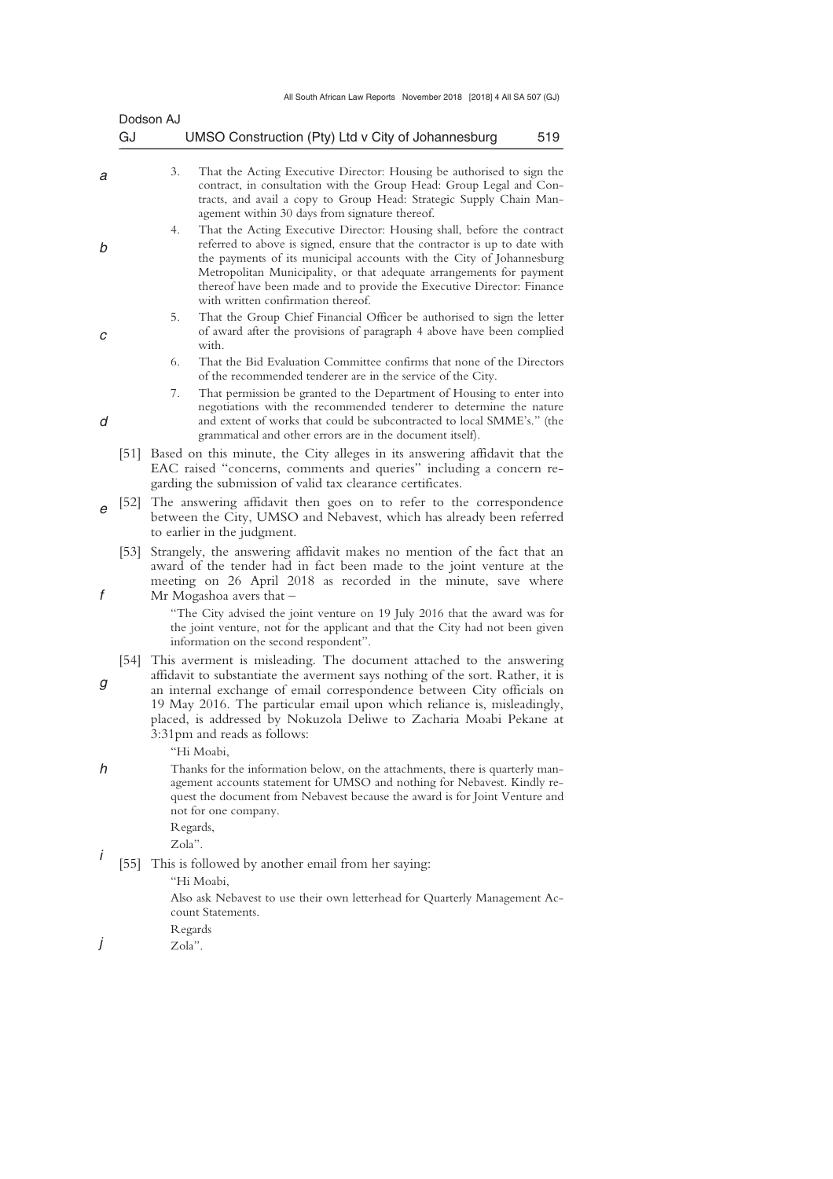3. That the Acting Executive Director: Housing be authorised to sign the contract, in consultation with the Group Head: Group Legal and Contracts, and avail a copy to Group Head: Strategic Supply Chain Management within 30 days from signature thereof.

4. That the Acting Executive Director: Housing shall, before the contract referred to above is signed, ensure that the contractor is up to date with the payments of its municipal accounts with the City of Johannesburg Metropolitan Municipality, or that adequate arrangements for payment thereof have been made and to provide the Executive Director: Finance with written confirmation thereof.

5. That the Group Chief Financial Officer be authorised to sign the letter of award after the provisions of paragraph 4 above have been complied with.

6. That the Bid Evaluation Committee confirms that none of the Directors of the recommended tenderer are in the service of the City.

7. That permission be granted to the Department of Housing to enter into negotiations with the recommended tenderer to determine the nature and extent of works that could be subcontracted to local SMME's." (the grammatical and other errors are in the document itself).

[51] Based on this minute, the City alleges in its answering affidavit that the EAC raised "concerns, comments and queries" including a concern regarding the submission of valid tax clearance certificates.

[52] The answering affidavit then goes on to refer to the correspondence between the City, UMSO and Nebavest, which has already been referred to earlier in the judgment.

[53] Strangely, the answering affidavit makes no mention of the fact that an award of the tender had in fact been made to the joint venture at the meeting on 26 April 2018 as recorded in the minute, save where Mr Mogashoa avers that –

> "The City advised the joint venture on 19 July 2016 that the award was for the joint venture, not for the applicant and that the City had not been given information on the second respondent".

[54] This averment is misleading. The document attached to the answering affidavit to substantiate the averment says nothing of the sort. Rather, it is an internal exchange of email correspondence between City officials on 19 May 2016. The particular email upon which reliance is, misleadingly, placed, is addressed by Nokuzola Deliwe to Zacharia Moabi Pekane at 3:31pm and reads as follows:

> "Hi Moabi,
>
> Thanks for the information below, on the attachments, there is quarterly management accounts statement for UMSO and nothing for Nebavest. Kindly request the document from Nebavest because the award is for Joint Venture and not for one company.
>
> Regards,
>
> Zola".

[55] This is followed by another email from her saying:

> "Hi Moabi,
>
> Also ask Nebavest to use their own letterhead for Quarterly Management Account Statements.
>
> Regards
>
> Zola".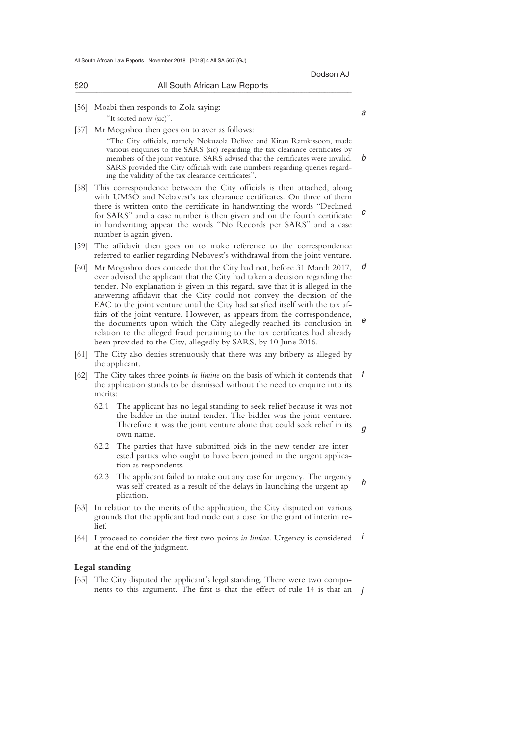[56] Moabi then responds to Zola saying:

> "It sorted now (sic)".

[57] Mr Mogashoa then goes on to aver as follows:

> "The City officials, namely Nokuzola Deliwe and Kiran Ramkissoon, made various enquiries to the SARS (sic) regarding the tax clearance certificates by members of the joint venture. SARS advised that the certificates were invalid. SARS provided the City officials with case numbers regarding queries regarding the validity of the tax clearance certificates".

[58] This correspondence between the City officials is then attached, along with UMSO and Nebavest's tax clearance certificates. On three of them there is written onto the certificate in handwriting the words "Declined for SARS" and a case number is then given and on the fourth certificate in handwriting appear the words "No Records per SARS" and a case number is again given.

[59] The affidavit then goes on to make reference to the correspondence referred to earlier regarding Nebavest's withdrawal from the joint venture.

[60] Mr Mogashoa does concede that the City had not, before 31 March 2017, ever advised the applicant that the City had taken a decision regarding the tender. No explanation is given in this regard, save that it is alleged in the answering affidavit that the City could not convey the decision of the EAC to the joint venture until the City had satisfied itself with the tax affairs of the joint venture. However, as appears from the correspondence, the documents upon which the City allegedly reached its conclusion in relation to the alleged fraud pertaining to the tax certificates had already been provided to the City, allegedly by SARS, by 10 June 2016.

[61] The City also denies strenuously that there was any bribery as alleged by the applicant.

[62] The City takes three points *in limine* on the basis of which it contends that the application stands to be dismissed without the need to enquire into its merits:

62.1 The applicant has no legal standing to seek relief because it was not the bidder in the initial tender. The bidder was the joint venture. Therefore it was the joint venture alone that could seek relief in its own name.

62.2 The parties that have submitted bids in the new tender are interested parties who ought to have been joined in the urgent application as respondents.

62.3 The applicant failed to make out any case for urgency. The urgency was self-created as a result of the delays in launching the urgent application.

[63] In relation to the merits of the application, the City disputed on various grounds that the applicant had made out a case for the grant of interim relief.

[64] I proceed to consider the first two points *in limine*. Urgency is considered at the end of the judgment.

**Legal standing**

[65] The City disputed the applicant's legal standing. There were two components to this argument. The first is that the effect of rule 14 is that an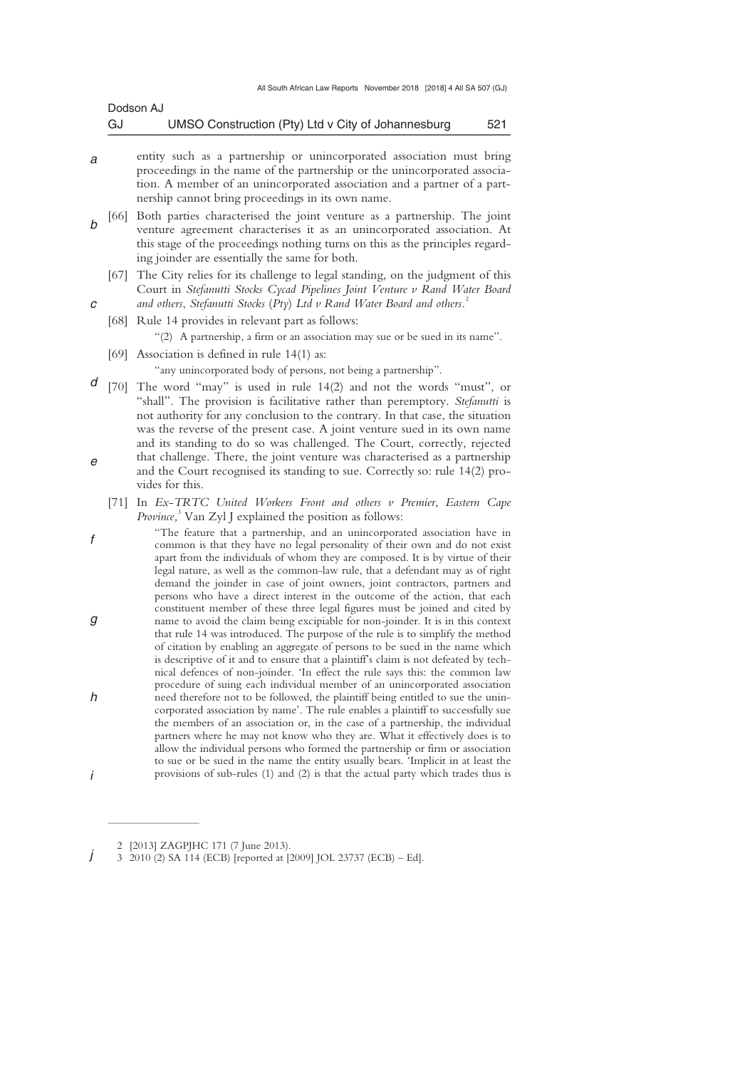entity such as a partnership or unincorporated association must bring proceedings in the name of the partnership or the unincorporated association. A member of an unincorporated association and a partner of a partnership cannot bring proceedings in its own name.

[66] Both parties characterised the joint venture as a partnership. The joint venture agreement characterises it as an unincorporated association. At this stage of the proceedings nothing turns on this as the principles regarding joinder are essentially the same for both.

[67] The City relies for its challenge to legal standing, on the judgment of this Court in *Stefanutti Stocks Cycad Pipelines Joint Venture v Rand Water Board and others*, *Stefanutti Stocks (Pty) Ltd v Rand Water Board and others*.[2]

[68] Rule 14 provides in relevant part as follows:

> "(2) A partnership, a firm or an association may sue or be sued in its name".

[69] Association is defined in rule 14(1) as:

> "any unincorporated body of persons, not being a partnership".

[70] The word "may" is used in rule 14(2) and not the words "must", or "shall". The provision is facilitative rather than peremptory. *Stefanutti* is not authority for any conclusion to the contrary. In that case, the situation was the reverse of the present case. A joint venture sued in its own name and its standing to do so was challenged. The Court, correctly, rejected that challenge. There, the joint venture was characterised as a partnership and the Court recognised its standing to sue. Correctly so: rule 14(2) provides for this.

[71] In *Ex-TRTC United Workers Front and others v Premier, Eastern Cape Province,*[3] Van Zyl J explained the position as follows:

> "The feature that a partnership, and an unincorporated association have in common is that they have no legal personality of their own and do not exist apart from the individuals of whom they are composed. It is by virtue of their legal nature, as well as the common-law rule, that a defendant may as of right demand the joinder in case of joint owners, joint contractors, partners and persons who have a direct interest in the outcome of the action, that each constituent member of these three legal figures must be joined and cited by name to avoid the claim being excipiable for non-joinder. It is in this context that rule 14 was introduced. The purpose of the rule is to simplify the method of citation by enabling an aggregate of persons to be sued in the name which is descriptive of it and to ensure that a plaintiff's claim is not defeated by technical defences of non-joinder. 'In effect the rule says this: the common law procedure of suing each individual member of an unincorporated association need therefore not to be followed, the plaintiff being entitled to sue the unincorporated association by name'. The rule enables a plaintiff to successfully sue the members of an association or, in the case of a partnership, the individual partners where he may not know who they are. What it effectively does is to allow the individual persons who formed the partnership or firm or association to sue or be sued in the name the entity usually bears. 'Implicit in at least the provisions of sub-rules (1) and (2) is that the actual party which trades thus is

---

2 [2013] ZAGPJHC 171 (7 June 2013).

3 2010 (2) SA 114 (ECB) [reported at [2009] JOL 23737 (ECB) – Ed].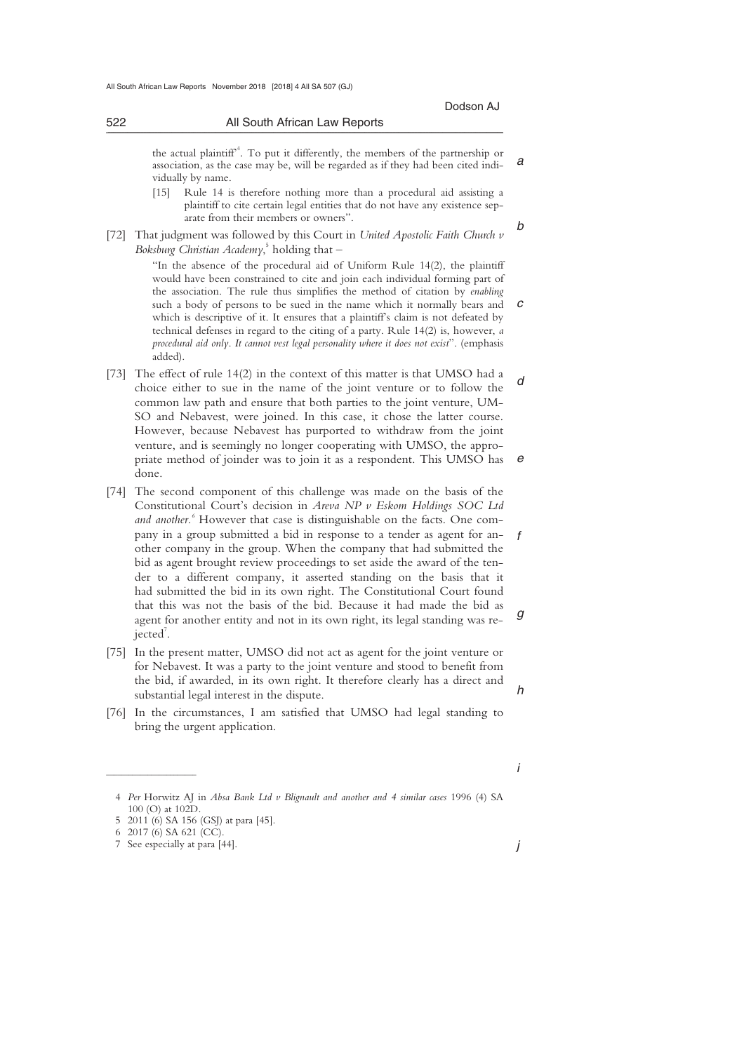the actual plaintiff"[4]. To put it differently, the members of the partnership or association, as the case may be, will be regarded as if they had been cited individually by name.

[15] Rule 14 is therefore nothing more than a procedural aid assisting a plaintiff to cite certain legal entities that do not have any existence separate from their members or owners".

[72] That judgment was followed by this Court in *United Apostolic Faith Church v Boksburg Christian Academy*,[5] holding that –

> "In the absence of the procedural aid of Uniform Rule 14(2), the plaintiff would have been constrained to cite and join each individual forming part of the association. The rule thus simplifies the method of citation by *enabling* such a body of persons to be sued in the name which it normally bears and which is descriptive of it. It ensures that a plaintiff's claim is not defeated by technical defenses in regard to the citing of a party. Rule 14(2) is, however, *a procedural aid only. It cannot vest legal personality where it does not exist*". (emphasis added).

[73] The effect of rule 14(2) in the context of this matter is that UMSO had a choice either to sue in the name of the joint venture or to follow the common law path and ensure that both parties to the joint venture, UMSO and Nebavest, were joined. In this case, it chose the latter course. However, because Nebavest has purported to withdraw from the joint venture, and is seemingly no longer cooperating with UMSO, the appropriate method of joinder was to join it as a respondent. This UMSO has done.

[74] The second component of this challenge was made on the basis of the Constitutional Court's decision in *Areva NP v Eskom Holdings SOC Ltd and another*.[6] However that case is distinguishable on the facts. One company in a group submitted a bid in response to a tender as agent for another company in the group. When the company that had submitted the bid as agent brought review proceedings to set aside the award of the tender to a different company, it asserted standing on the basis that it had submitted the bid in its own right. The Constitutional Court found that this was not the basis of the bid. Because it had made the bid as agent for another entity and not in its own right, its legal standing was rejected[7].

[75] In the present matter, UMSO did not act as agent for the joint venture or for Nebavest. It was a party to the joint venture and stood to benefit from the bid, if awarded, in its own right. It therefore clearly has a direct and substantial legal interest in the dispute.

[76] In the circumstances, I am satisfied that UMSO had legal standing to bring the urgent application.

---

4 *Per* Horwitz AJ in *Absa Bank Ltd v Blignault and another and 4 similar cases* 1996 (4) SA 100 (O) at 102D.

5 2011 (6) SA 156 (GSJ) at para [45].

6 2017 (6) SA 621 (CC).

7 See especially at para [44].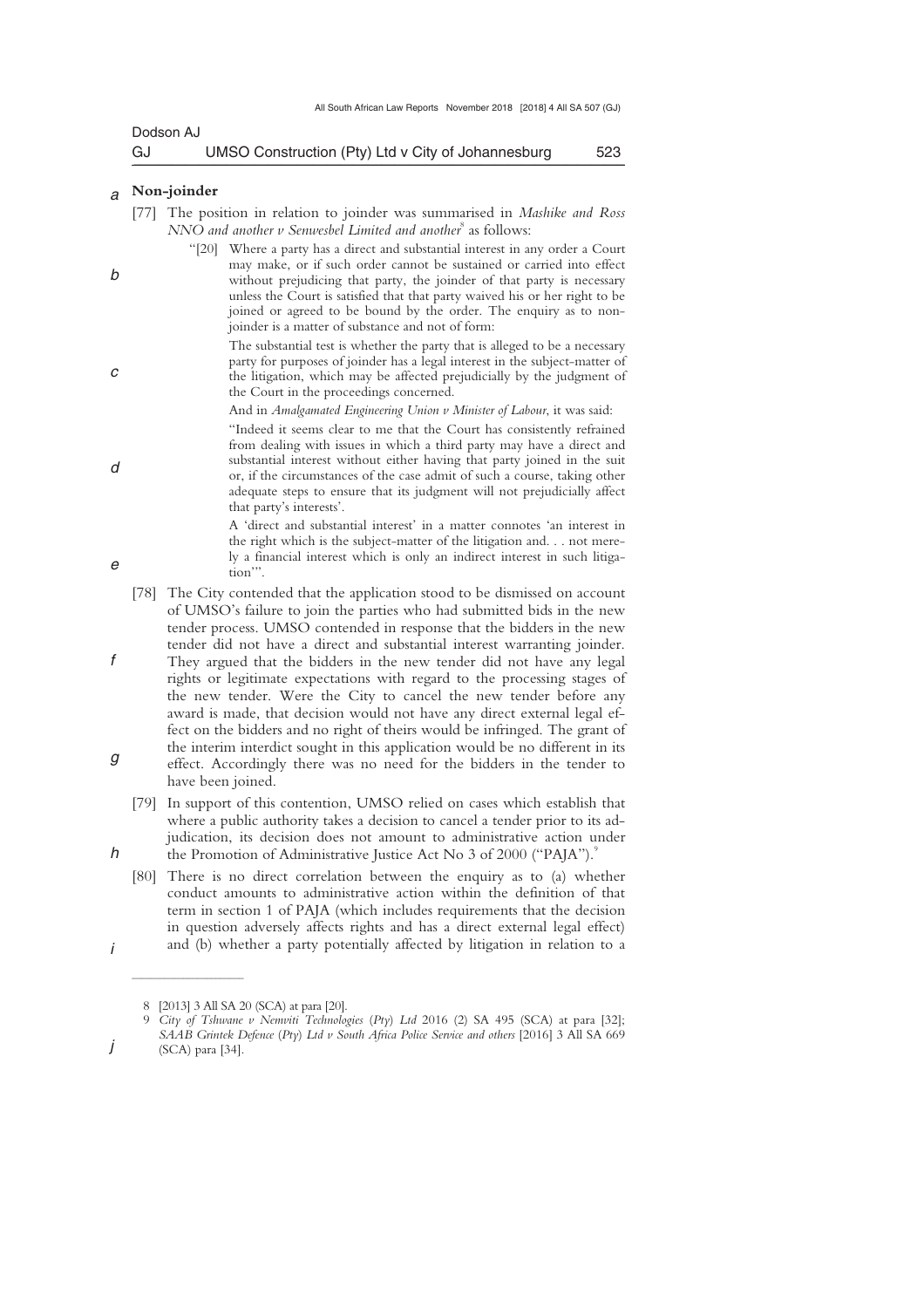## Non-joinder

[77] The position in relation to joinder was summarised in *Mashike and Ross NNO and another v Senwesbel Limited and another*[8] as follows:

> "[20] Where a party has a direct and substantial interest in any order a Court may make, or if such order cannot be sustained or carried into effect without prejudicing that party, the joinder of that party is necessary unless the Court is satisfied that that party waived his or her right to be joined or agreed to be bound by the order. The enquiry as to non-joinder is a matter of substance and not of form:
>
> The substantial test is whether the party that is alleged to be a necessary party for purposes of joinder has a legal interest in the subject-matter of the litigation, which may be affected prejudicially by the judgment of the Court in the proceedings concerned.
>
> And in *Amalgamated Engineering Union v Minister of Labour*, it was said:
>
> "Indeed it seems clear to me that the Court has consistently refrained from dealing with issues in which a third party may have a direct and substantial interest without either having that party joined in the suit or, if the circumstances of the case admit of such a course, taking other adequate steps to ensure that its judgment will not prejudicially affect that party's interests'.
>
> A 'direct and substantial interest' in a matter connotes 'an interest in the right which is the subject-matter of the litigation and. . . not merely a financial interest which is only an indirect interest in such litigation'".

[78] The City contended that the application stood to be dismissed on account of UMSO's failure to join the parties who had submitted bids in the new tender process. UMSO contended in response that the bidders in the new tender did not have a direct and substantial interest warranting joinder. They argued that the bidders in the new tender did not have any legal rights or legitimate expectations with regard to the processing stages of the new tender. Were the City to cancel the new tender before any award is made, that decision would not have any direct external legal effect on the bidders and no right of theirs would be infringed. The grant of the interim interdict sought in this application would be no different in its effect. Accordingly there was no need for the bidders in the tender to have been joined.

[79] In support of this contention, UMSO relied on cases which establish that where a public authority takes a decision to cancel a tender prior to its adjudication, its decision does not amount to administrative action under the Promotion of Administrative Justice Act No 3 of 2000 ("PAJA").[9]

[80] There is no direct correlation between the enquiry as to (a) whether conduct amounts to administrative action within the definition of that term in section 1 of PAJA (which includes requirements that the decision in question adversely affects rights and has a direct external legal effect) and (b) whether a party potentially affected by litigation in relation to a

---

8 [2013] 3 All SA 20 (SCA) at para [20].

9 *City of Tshwane v Nemviti Technologies (Pty) Ltd* 2016 (2) SA 495 (SCA) at para [32]; *SAAB Grintek Defence (Pty) Ltd v South Africa Police Service and others* [2016] 3 All SA 669 (SCA) para [34].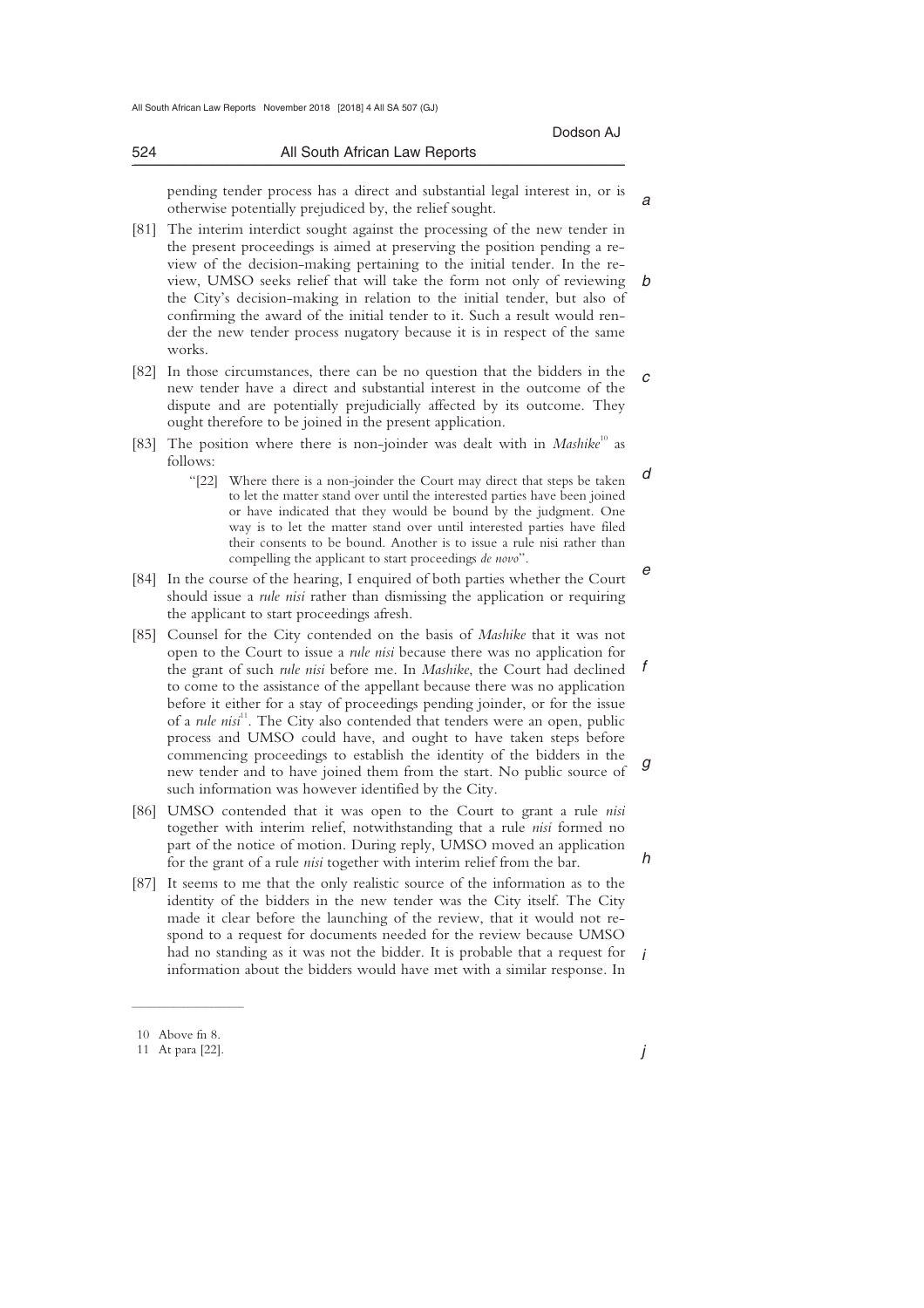pending tender process has a direct and substantial legal interest in, or is otherwise potentially prejudiced by, the relief sought.

[81] The interim interdict sought against the processing of the new tender in the present proceedings is aimed at preserving the position pending a review of the decision-making pertaining to the initial tender. In the review, UMSO seeks relief that will take the form not only of reviewing the City's decision-making in relation to the initial tender, but also of confirming the award of the initial tender to it. Such a result would render the new tender process nugatory because it is in respect of the same works.

[82] In those circumstances, there can be no question that the bidders in the new tender have a direct and substantial interest in the outcome of the dispute and are potentially prejudicially affected by its outcome. They ought therefore to be joined in the present application.

[83] The position where there is non-joinder was dealt with in *Mashike*[10] as follows:

> "[22] Where there is a non-joinder the Court may direct that steps be taken to let the matter stand over until the interested parties have been joined or have indicated that they would be bound by the judgment. One way is to let the matter stand over until interested parties have filed their consents to be bound. Another is to issue a rule nisi rather than compelling the applicant to start proceedings *de novo*".

[84] In the course of the hearing, I enquired of both parties whether the Court should issue a *rule nisi* rather than dismissing the application or requiring the applicant to start proceedings afresh.

[85] Counsel for the City contended on the basis of *Mashike* that it was not open to the Court to issue a *rule nisi* because there was no application for the grant of such *rule nisi* before me. In *Mashike*, the Court had declined to come to the assistance of the appellant because there was no application before it either for a stay of proceedings pending joinder, or for the issue of a *rule nisi*[11]. The City also contended that tenders were an open, public process and UMSO could have, and ought to have taken steps before commencing proceedings to establish the identity of the bidders in the new tender and to have joined them from the start. No public source of such information was however identified by the City.

[86] UMSO contended that it was open to the Court to grant a rule *nisi* together with interim relief, notwithstanding that a rule *nisi* formed no part of the notice of motion. During reply, UMSO moved an application for the grant of a rule *nisi* together with interim relief from the bar.

[87] It seems to me that the only realistic source of the information as to the identity of the bidders in the new tender was the City itself. The City made it clear before the launching of the review, that it would not respond to a request for documents needed for the review because UMSO had no standing as it was not the bidder. It is probable that a request for information about the bidders would have met with a similar response. In

---

10 Above fn 8.

11 At para [22].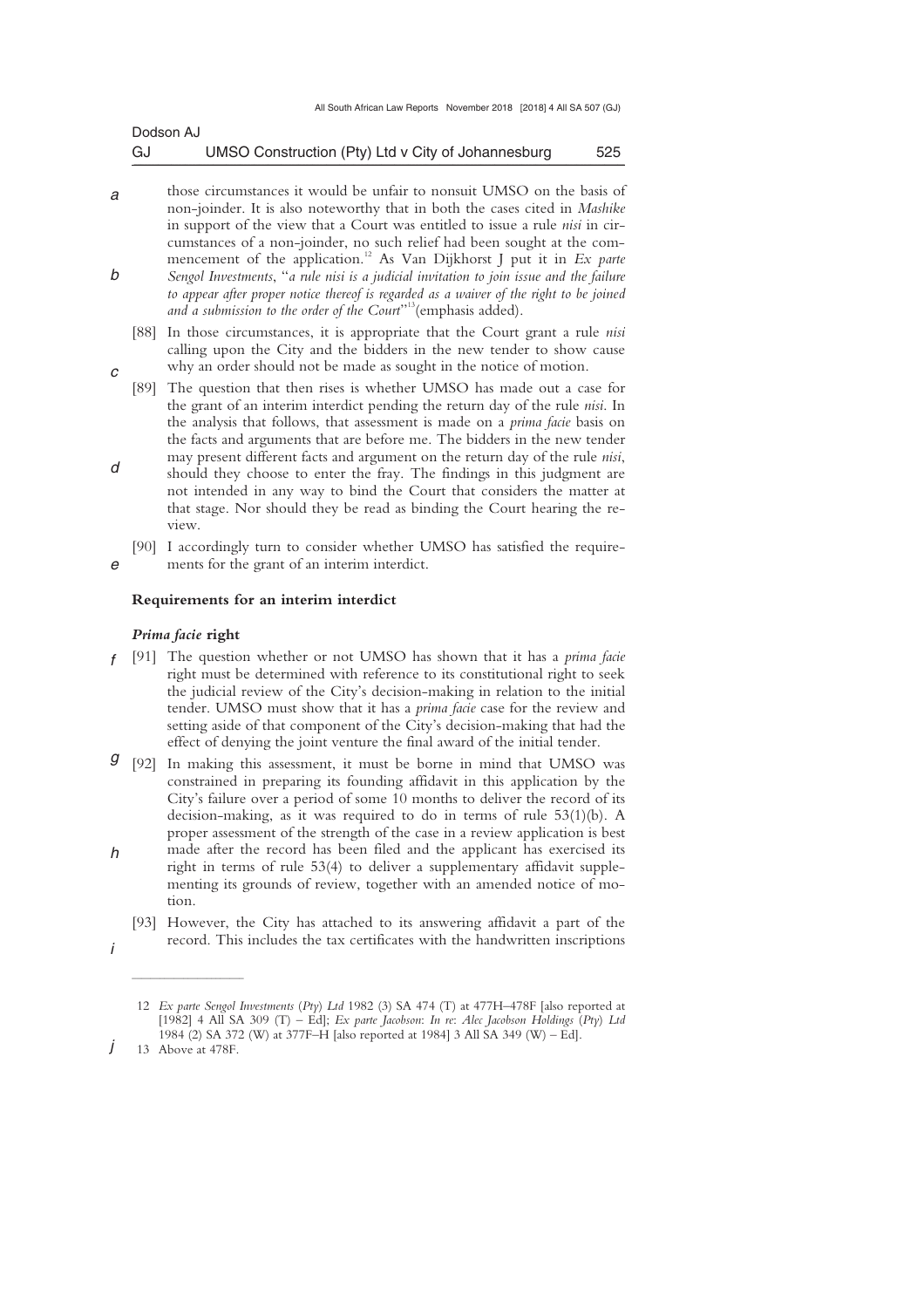those circumstances it would be unfair to nonsuit UMSO on the basis of non-joinder. It is also noteworthy that in both the cases cited in *Mashike* in support of the view that a Court was entitled to issue a rule *nisi* in circumstances of a non-joinder, no such relief had been sought at the commencement of the application.[12] As Van Dijkhorst J put it in *Ex parte Sengol Investments*, "*a rule nisi is a judicial invitation to join issue and the failure to appear after proper notice thereof is regarded as a waiver of the right to be joined and a submission to the order of the Court*"[13](emphasis added).

[88] In those circumstances, it is appropriate that the Court grant a rule *nisi* calling upon the City and the bidders in the new tender to show cause why an order should not be made as sought in the notice of motion.

[89] The question that then rises is whether UMSO has made out a case for the grant of an interim interdict pending the return day of the rule *nisi*. In the analysis that follows, that assessment is made on a *prima facie* basis on the facts and arguments that are before me. The bidders in the new tender may present different facts and argument on the return day of the rule *nisi*, should they choose to enter the fray. The findings in this judgment are not intended in any way to bind the Court that considers the matter at that stage. Nor should they be read as binding the Court hearing the review.

[90] I accordingly turn to consider whether UMSO has satisfied the requirements for the grant of an interim interdict.

**Requirements for an interim interdict**

***Prima facie* right**

[91] The question whether or not UMSO has shown that it has a *prima facie* right must be determined with reference to its constitutional right to seek the judicial review of the City's decision-making in relation to the initial tender. UMSO must show that it has a *prima facie* case for the review and setting aside of that component of the City's decision-making that had the effect of denying the joint venture the final award of the initial tender.

[92] In making this assessment, it must be borne in mind that UMSO was constrained in preparing its founding affidavit in this application by the City's failure over a period of some 10 months to deliver the record of its decision-making, as it was required to do in terms of rule 53(1)(b). A proper assessment of the strength of the case in a review application is best made after the record has been filed and the applicant has exercised its right in terms of rule 53(4) to deliver a supplementary affidavit supplementing its grounds of review, together with an amended notice of motion.

[93] However, the City has attached to its answering affidavit a part of the record. This includes the tax certificates with the handwritten inscriptions

---

12 *Ex parte Sengol Investments (Pty) Ltd* 1982 (3) SA 474 (T) at 477H–478F [also reported at [1982] 4 All SA 309 (T) – Ed]; *Ex parte Jacobson*: *In re*: *Alec Jacobson Holdings (Pty) Ltd* 1984 (2) SA 372 (W) at 377F–H [also reported at 1984] 3 All SA 349 (W) – Ed].

13 Above at 478F.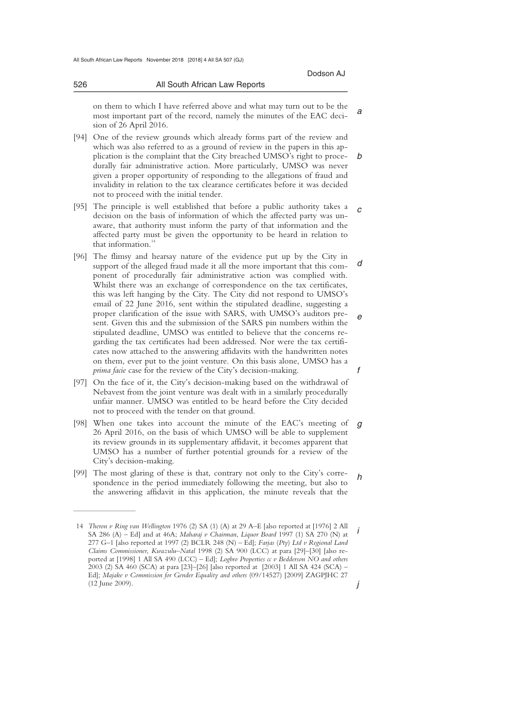on them to which I have referred above and what may turn out to be the most important part of the record, namely the minutes of the EAC decision of 26 April 2016.

[94] One of the review grounds which already forms part of the review and which was also referred to as a ground of review in the papers in this application is the complaint that the City breached UMSO's right to procedurally fair administrative action. More particularly, UMSO was never given a proper opportunity of responding to the allegations of fraud and invalidity in relation to the tax clearance certificates before it was decided not to proceed with the initial tender.

[95] The principle is well established that before a public authority takes a decision on the basis of information of which the affected party was unaware, that authority must inform the party of that information and the affected party must be given the opportunity to be heard in relation to that information.[14]

[96] The flimsy and hearsay nature of the evidence put up by the City in support of the alleged fraud made it all the more important that this component of procedurally fair administrative action was complied with. Whilst there was an exchange of correspondence on the tax certificates, this was left hanging by the City. The City did not respond to UMSO's email of 22 June 2016, sent within the stipulated deadline, suggesting a proper clarification of the issue with SARS, with UMSO's auditors present. Given this and the submission of the SARS pin numbers within the stipulated deadline, UMSO was entitled to believe that the concerns regarding the tax certificates had been addressed. Nor were the tax certificates now attached to the answering affidavits with the handwritten notes on them, ever put to the joint venture. On this basis alone, UMSO has a *prima facie* case for the review of the City's decision-making.

[97] On the face of it, the City's decision-making based on the withdrawal of Nebavest from the joint venture was dealt with in a similarly procedurally unfair manner. UMSO was entitled to be heard before the City decided not to proceed with the tender on that ground.

[98] When one takes into account the minute of the EAC's meeting of 26 April 2016, on the basis of which UMSO will be able to supplement its review grounds in its supplementary affidavit, it becomes apparent that UMSO has a number of further potential grounds for a review of the City's decision-making.

[99] The most glaring of these is that, contrary not only to the City's correspondence in the period immediately following the meeting, but also to the answering affidavit in this application, the minute reveals that the

---

14 *Theron v Ring van Wellington* 1976 (2) SA (1) (A) at 29 A–E [also reported at [1976] 2 All SA 286 (A) – Ed] and at 46A; *Maharaj v Chairman, Liquor Board* 1997 (1) SA 270 (N) at 277 G–I [also reported at 1997 (2) BCLR 248 (N) – Ed]; *Farjas (Pty) Ltd v Regional Land Claims Commissioner, Kwazulu-Natal* 1998 (2) SA 900 (LCC) at para [29]–[30] [also reported at [1998] 1 All SA 490 (LCC) – Ed]; *Logbro Properties cc v Bedderson NO and others* 2003 (2) SA 460 (SCA) at para [23]–[26] [also reported at [2003] 1 All SA 424 (SCA) – Ed]; *Majake v Commission for Gender Equality and others* (09/14527) [2009] ZAGPJHC 27 (12 June 2009).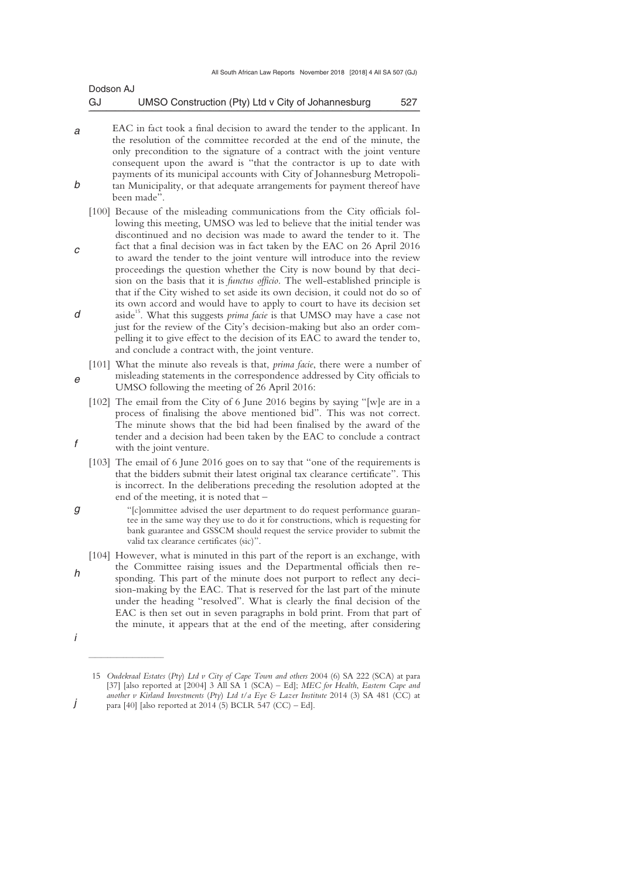EAC in fact took a final decision to award the tender to the applicant. In the resolution of the committee recorded at the end of the minute, the only precondition to the signature of a contract with the joint venture consequent upon the award is "that the contractor is up to date with payments of its municipal accounts with City of Johannesburg Metropolitan Municipality, or that adequate arrangements for payment thereof have been made".

[100] Because of the misleading communications from the City officials following this meeting, UMSO was led to believe that the initial tender was discontinued and no decision was made to award the tender to it. The fact that a final decision was in fact taken by the EAC on 26 April 2016 to award the tender to the joint venture will introduce into the review proceedings the question whether the City is now bound by that decision on the basis that it is *functus officio*. The well-established principle is that if the City wished to set aside its own decision, it could not do so of its own accord and would have to apply to court to have its decision set aside[15]. What this suggests *prima facie* is that UMSO may have a case not just for the review of the City's decision-making but also an order compelling it to give effect to the decision of its EAC to award the tender to, and conclude a contract with, the joint venture.

[101] What the minute also reveals is that, *prima facie*, there were a number of misleading statements in the correspondence addressed by City officials to UMSO following the meeting of 26 April 2016:

[102] The email from the City of 6 June 2016 begins by saying "[w]e are in a process of finalising the above mentioned bid". This was not correct. The minute shows that the bid had been finalised by the award of the tender and a decision had been taken by the EAC to conclude a contract with the joint venture.

[103] The email of 6 June 2016 goes on to say that "one of the requirements is that the bidders submit their latest original tax clearance certificate". This is incorrect. In the deliberations preceding the resolution adopted at the end of the meeting, it is noted that –

> "[c]ommittee advised the user department to do request performance guarantee in the same way they use to do it for constructions, which is requesting for bank guarantee and GSSCM should request the service provider to submit the valid tax clearance certificates (sic)".

[104] However, what is minuted in this part of the report is an exchange, with the Committee raising issues and the Departmental officials then responding. This part of the minute does not purport to reflect any decision-making by the EAC. That is reserved for the last part of the minute under the heading "resolved". What is clearly the final decision of the EAC is then set out in seven paragraphs in bold print. From that part of the minute, it appears that at the end of the meeting, after considering

---

15 *Oudekraal Estates (Pty) Ltd v City of Cape Town and others* 2004 (6) SA 222 (SCA) at para [37] [also reported at [2004] 3 All SA 1 (SCA) – Ed]; *MEC for Health, Eastern Cape and another v Kirland Investments (Pty) Ltd t/a Eye & Lazer Institute* 2014 (3) SA 481 (CC) at para [40] [also reported at 2014 (5) BCLR 547 (CC) – Ed].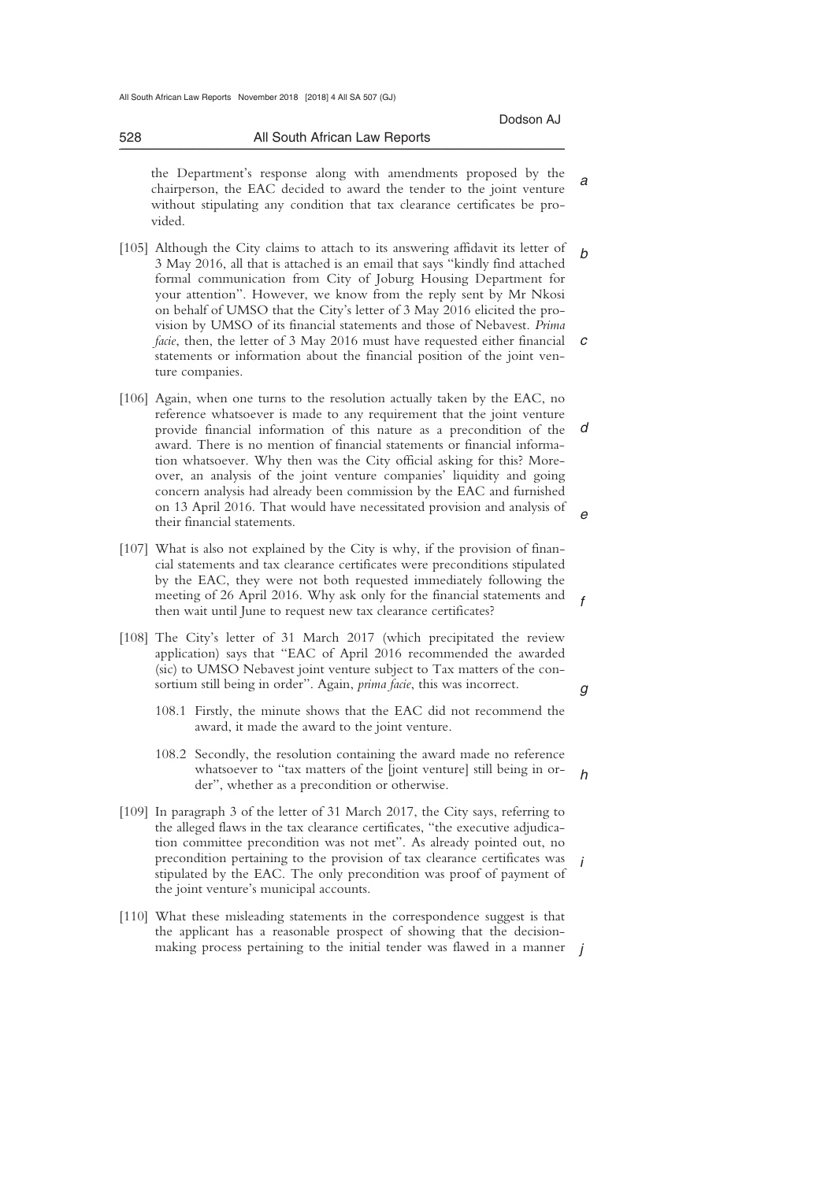the Department's response along with amendments proposed by the chairperson, the EAC decided to award the tender to the joint venture without stipulating any condition that tax clearance certificates be provided.

[105] Although the City claims to attach to its answering affidavit its letter of 3 May 2016, all that is attached is an email that says "kindly find attached formal communication from City of Joburg Housing Department for your attention". However, we know from the reply sent by Mr Nkosi on behalf of UMSO that the City's letter of 3 May 2016 elicited the provision by UMSO of its financial statements and those of Nebavest. *Prima facie*, then, the letter of 3 May 2016 must have requested either financial statements or information about the financial position of the joint venture companies.

[106] Again, when one turns to the resolution actually taken by the EAC, no reference whatsoever is made to any requirement that the joint venture provide financial information of this nature as a precondition of the award. There is no mention of financial statements or financial information whatsoever. Why then was the City official asking for this? Moreover, an analysis of the joint venture companies' liquidity and going concern analysis had already been commission by the EAC and furnished on 13 April 2016. That would have necessitated provision and analysis of their financial statements.

[107] What is also not explained by the City is why, if the provision of financial statements and tax clearance certificates were preconditions stipulated by the EAC, they were not both requested immediately following the meeting of 26 April 2016. Why ask only for the financial statements and then wait until June to request new tax clearance certificates?

[108] The City's letter of 31 March 2017 (which precipitated the review application) says that "EAC of April 2016 recommended the awarded (sic) to UMSO Nebavest joint venture subject to Tax matters of the consortium still being in order". Again, *prima facie*, this was incorrect.

108.1 Firstly, the minute shows that the EAC did not recommend the award, it made the award to the joint venture.

108.2 Secondly, the resolution containing the award made no reference whatsoever to "tax matters of the [joint venture] still being in order", whether as a precondition or otherwise.

[109] In paragraph 3 of the letter of 31 March 2017, the City says, referring to the alleged flaws in the tax clearance certificates, "the executive adjudication committee precondition was not met". As already pointed out, no precondition pertaining to the provision of tax clearance certificates was stipulated by the EAC. The only precondition was proof of payment of the joint venture's municipal accounts.

[110] What these misleading statements in the correspondence suggest is that the applicant has a reasonable prospect of showing that the decision-making process pertaining to the initial tender was flawed in a manner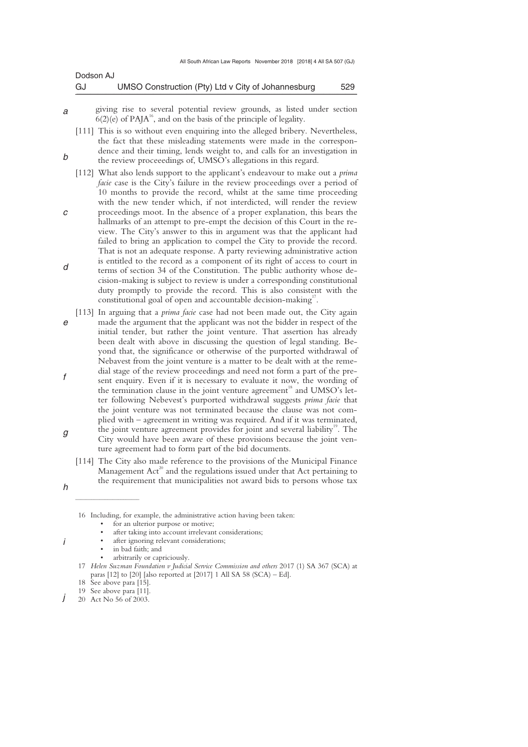giving rise to several potential review grounds, as listed under section 6(2)(e) of PAJA[16], and on the basis of the principle of legality.

[111] This is so without even enquiring into the alleged bribery. Nevertheless, the fact that these misleading statements were made in the correspondence and their timing, lends weight to, and calls for an investigation in the review proceeedings of, UMSO's allegations in this regard.

[112] What also lends support to the applicant's endeavour to make out a *prima facie* case is the City's failure in the review proceedings over a period of 10 months to provide the record, whilst at the same time proceeding with the new tender which, if not interdicted, will render the review proceedings moot. In the absence of a proper explanation, this bears the hallmarks of an attempt to pre-empt the decision of this Court in the review. The City's answer to this in argument was that the applicant had failed to bring an application to compel the City to provide the record. That is not an adequate response. A party reviewing administrative action is entitled to the record as a component of its right of access to court in terms of section 34 of the Constitution. The public authority whose decision-making is subject to review is under a corresponding constitutional duty promptly to provide the record. This is also consistent with the constitutional goal of open and accountable decision-making[17].

[113] In arguing that a *prima facie* case had not been made out, the City again made the argument that the applicant was not the bidder in respect of the initial tender, but rather the joint venture. That assertion has already been dealt with above in discussing the question of legal standing. Beyond that, the significance or otherwise of the purported withdrawal of Nebavest from the joint venture is a matter to be dealt with at the remedial stage of the review proceedings and need not form a part of the present enquiry. Even if it is necessary to evaluate it now, the wording of the termination clause in the joint venture agreement[18] and UMSO's letter following Nebevest's purported withdrawal suggests *prima facie* that the joint venture was not terminated because the clause was not complied with – agreement in writing was required. And if it was terminated, the joint venture agreement provides for joint and several liability[19]. The City would have been aware of these provisions because the joint venture agreement had to form part of the bid documents.

[114] The City also made reference to the provisions of the Municipal Finance Management Act[20] and the regulations issued under that Act pertaining to the requirement that municipalities not award bids to persons whose tax

---

16 Including, for example, the administrative action having been taken:

- for an ulterior purpose or motive;
- after taking into account irrelevant considerations;
- after ignoring relevant considerations;
- in bad faith; and
- arbitrarily or capriciously.

17 *Helen Suzman Foundation v Judicial Service Commission and others* 2017 (1) SA 367 (SCA) at paras [12] to [20] [also reported at [2017] 1 All SA 58 (SCA) – Ed].

18 See above para [15].

19 See above para [11].

20 Act No 56 of 2003.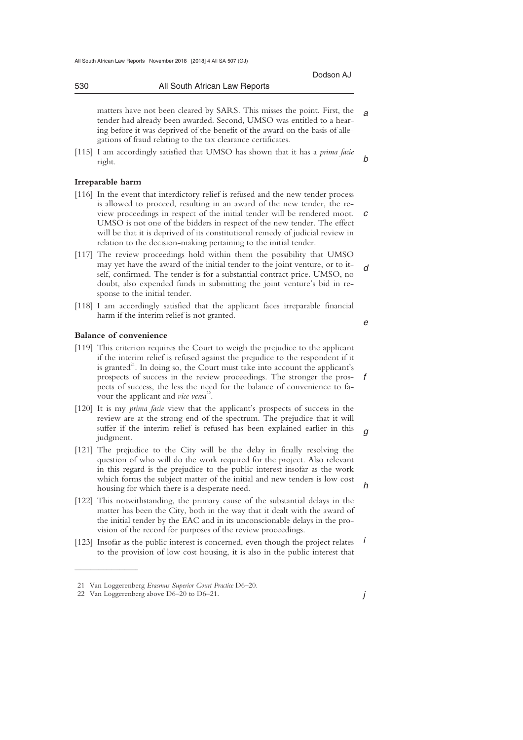matters have not been cleared by SARS. This misses the point. First, the tender had already been awarded. Second, UMSO was entitled to a hearing before it was deprived of the benefit of the award on the basis of allegations of fraud relating to the tax clearance certificates.

[115] I am accordingly satisfied that UMSO has shown that it has a *prima facie* right.

**Irreparable harm**

[116] In the event that interdictory relief is refused and the new tender process is allowed to proceed, resulting in an award of the new tender, the review proceedings in respect of the initial tender will be rendered moot. UMSO is not one of the bidders in respect of the new tender. The effect will be that it is deprived of its constitutional remedy of judicial review in relation to the decision-making pertaining to the initial tender.

[117] The review proceedings hold within them the possibility that UMSO may yet have the award of the initial tender to the joint venture, or to itself, confirmed. The tender is for a substantial contract price. UMSO, no doubt, also expended funds in submitting the joint venture's bid in response to the initial tender.

[118] I am accordingly satisfied that the applicant faces irreparable financial harm if the interim relief is not granted.

**Balance of convenience**

[119] This criterion requires the Court to weigh the prejudice to the applicant if the interim relief is refused against the prejudice to the respondent if it is granted[21]. In doing so, the Court must take into account the applicant's prospects of success in the review proceedings. The stronger the prospects of success, the less the need for the balance of convenience to favour the applicant and *vice versa*[22].

[120] It is my *prima facie* view that the applicant's prospects of success in the review are at the strong end of the spectrum. The prejudice that it will suffer if the interim relief is refused has been explained earlier in this judgment.

[121] The prejudice to the City will be the delay in finally resolving the question of who will do the work required for the project. Also relevant in this regard is the prejudice to the public interest insofar as the work which forms the subject matter of the initial and new tenders is low cost housing for which there is a desperate need.

[122] This notwithstanding, the primary cause of the substantial delays in the matter has been the City, both in the way that it dealt with the award of the initial tender by the EAC and in its unconscionable delays in the provision of the record for purposes of the review proceedings.

[123] Insofar as the public interest is concerned, even though the project relates to the provision of low cost housing, it is also in the public interest that

---

21 Van Loggerenberg *Erasmus Superior Court Practice* D6–20.

22 Van Loggerenberg above D6–20 to D6–21.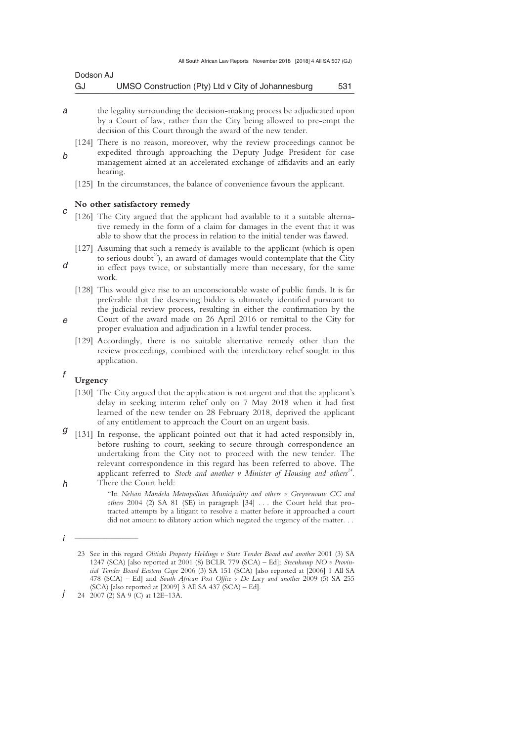the legality surrounding the decision-making process be adjudicated upon by a Court of law, rather than the City being allowed to pre-empt the decision of this Court through the award of the new tender.

[124] There is no reason, moreover, why the review proceedings cannot be expedited through approaching the Deputy Judge President for case management aimed at an accelerated exchange of affidavits and an early hearing.

[125] In the circumstances, the balance of convenience favours the applicant.

**No other satisfactory remedy**

[126] The City argued that the applicant had available to it a suitable alternative remedy in the form of a claim for damages in the event that it was able to show that the process in relation to the initial tender was flawed.

[127] Assuming that such a remedy is available to the applicant (which is open to serious doubt[23]), an award of damages would contemplate that the City in effect pays twice, or substantially more than necessary, for the same work.

[128] This would give rise to an unconscionable waste of public funds. It is far preferable that the deserving bidder is ultimately identified pursuant to the judicial review process, resulting in either the confirmation by the Court of the award made on 26 April 2016 or remittal to the City for proper evaluation and adjudication in a lawful tender process.

[129] Accordingly, there is no suitable alternative remedy other than the review proceedings, combined with the interdictory relief sought in this application.

**Urgency**

[130] The City argued that the application is not urgent and that the applicant's delay in seeking interim relief only on 7 May 2018 when it had first learned of the new tender on 28 February 2018, deprived the applicant of any entitlement to approach the Court on an urgent basis.

[131] In response, the applicant pointed out that it had acted responsibly in, before rushing to court, seeking to secure through correspondence an undertaking from the City not to proceed with the new tender. The relevant correspondence in this regard has been referred to above. The applicant referred to *Stock and another v Minister of Housing and others*[24]. There the Court held:

> "In *Nelson Mandela Metropolitan Municipality and others v Greyvenouw CC and others* 2004 (2) SA 81 (SE) in paragraph [34] . . . the Court held that protracted attempts by a litigant to resolve a matter before it approached a court did not amount to dilatory action which negated the urgency of the matter. . .

---

23 See in this regard *Olitiski Property Holdings v State Tender Board and another* 2001 (3) SA 1247 (SCA) [also reported at 2001 (8) BCLR 779 (SCA) – Ed]; *Steenkamp NO v Provincial Tender Board Eastern Cape* 2006 (3) SA 151 (SCA) [also reported at [2006] 1 All SA 478 (SCA) – Ed] and *South African Post Office v De Lacy and another* 2009 (5) SA 255 (SCA) [also reported at [2009] 3 All SA 437 (SCA) – Ed].

24 2007 (2) SA 9 (C) at 12E–13A.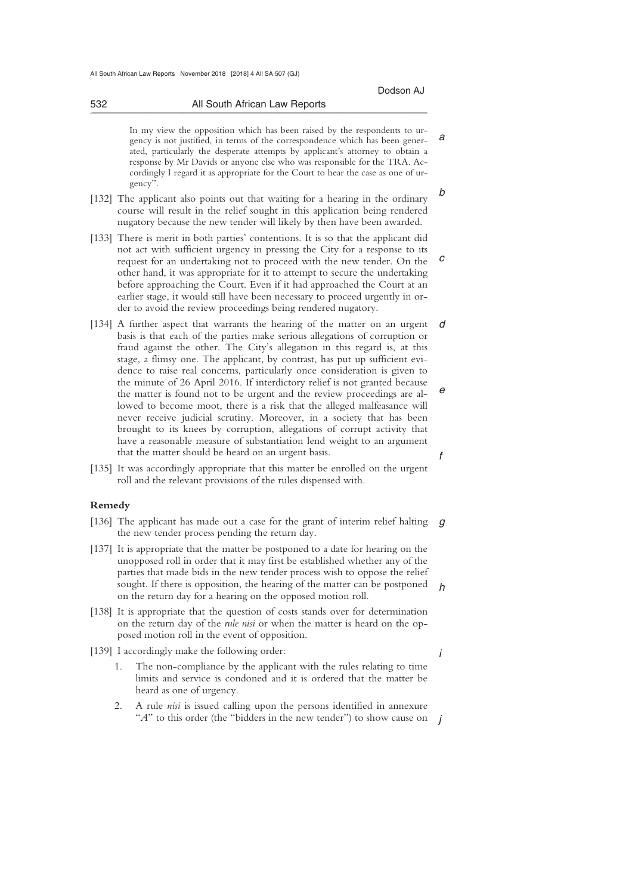In my view the opposition which has been raised by the respondents to urgency is not justified, in terms of the correspondence which has been generated, particularly the desperate attempts by applicant's attorney to obtain a response by Mr Davids or anyone else who was responsible for the TRA. Accordingly I regard it as appropriate for the Court to hear the case as one of urgency".

[132] The applicant also points out that waiting for a hearing in the ordinary course will result in the relief sought in this application being rendered nugatory because the new tender will likely by then have been awarded.

[133] There is merit in both parties' contentions. It is so that the applicant did not act with sufficient urgency in pressing the City for a response to its request for an undertaking not to proceed with the new tender. On the other hand, it was appropriate for it to attempt to secure the undertaking before approaching the Court. Even if it had approached the Court at an earlier stage, it would still have been necessary to proceed urgently in order to avoid the review proceedings being rendered nugatory.

[134] A further aspect that warrants the hearing of the matter on an urgent basis is that each of the parties make serious allegations of corruption or fraud against the other. The City's allegation in this regard is, at this stage, a flimsy one. The applicant, by contrast, has put up sufficient evidence to raise real concerns, particularly once consideration is given to the minute of 26 April 2016. If interdictory relief is not granted because the matter is found not to be urgent and the review proceedings are allowed to become moot, there is a risk that the alleged malfeasance will never receive judicial scrutiny. Moreover, in a society that has been brought to its knees by corruption, allegations of corrupt activity that have a reasonable measure of substantiation lend weight to an argument that the matter should be heard on an urgent basis.

[135] It was accordingly appropriate that this matter be enrolled on the urgent roll and the relevant provisions of the rules dispensed with.

## Remedy

[136] The applicant has made out a case for the grant of interim relief halting the new tender process pending the return day.

[137] It is appropriate that the matter be postponed to a date for hearing on the unopposed roll in order that it may first be established whether any of the parties that made bids in the new tender process wish to oppose the relief sought. If there is opposition, the hearing of the matter can be postponed on the return day for a hearing on the opposed motion roll.

[138] It is appropriate that the question of costs stands over for determination on the return day of the *rule nisi* or when the matter is heard on the opposed motion roll in the event of opposition.

[139] I accordingly make the following order:

1. The non-compliance by the applicant with the rules relating to time limits and service is condoned and it is ordered that the matter be heard as one of urgency.
2. A rule *nisi* is issued calling upon the persons identified in annexure "*A*" to this order (the "bidders in the new tender") to show cause on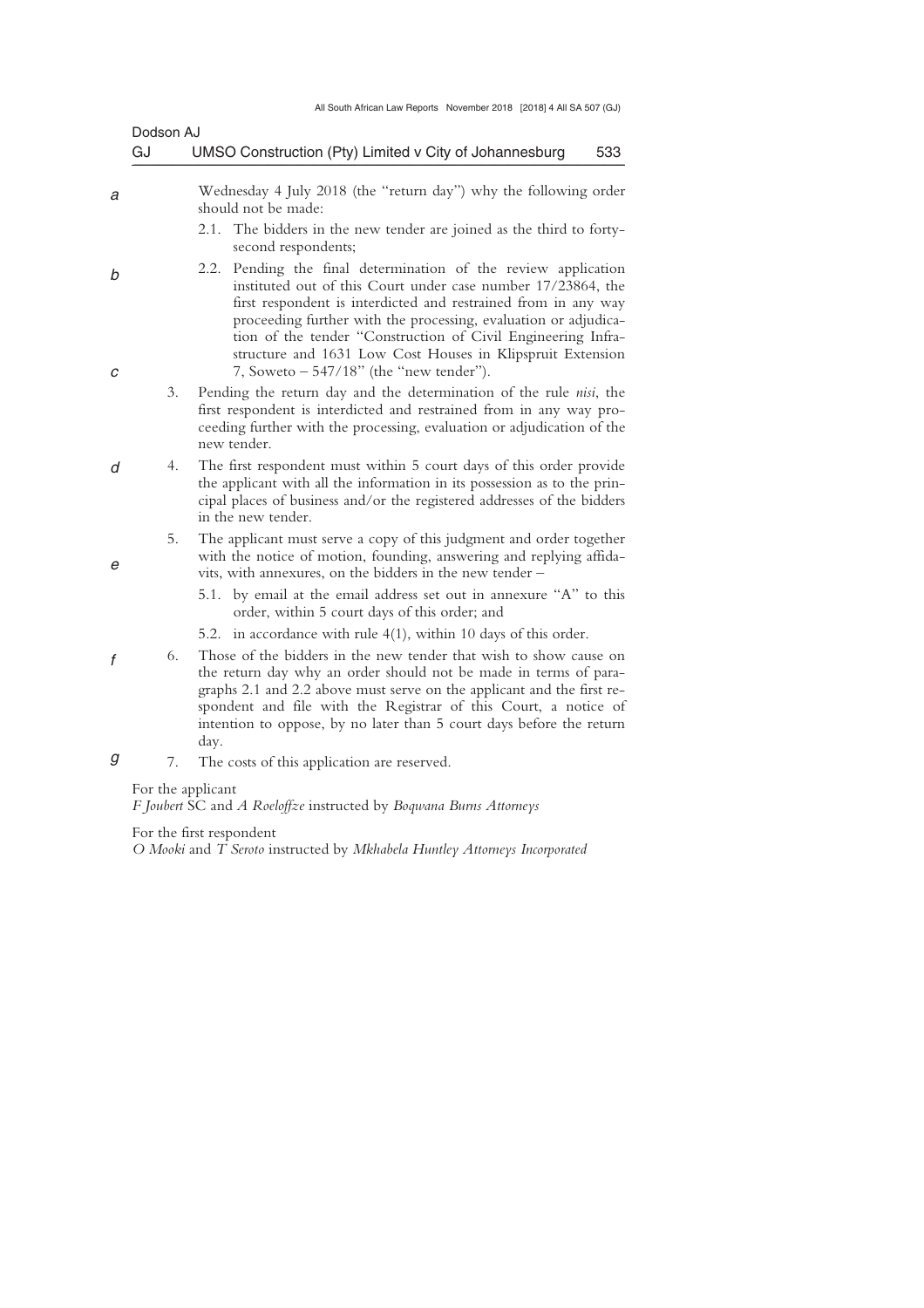Wednesday 4 July 2018 (the "return day") why the following order should not be made:

2.1. The bidders in the new tender are joined as the third to forty-second respondents;

2.2. Pending the final determination of the review application instituted out of this Court under case number 17/23864, the first respondent is interdicted and restrained from in any way proceeding further with the processing, evaluation or adjudication of the tender "Construction of Civil Engineering Infrastructure and 1631 Low Cost Houses in Klipspruit Extension 7, Soweto – 547/18" (the "new tender").

3. Pending the return day and the determination of the rule *nisi*, the first respondent is interdicted and restrained from in any way proceeding further with the processing, evaluation or adjudication of the new tender.

4. The first respondent must within 5 court days of this order provide the applicant with all the information in its possession as to the principal places of business and/or the registered addresses of the bidders in the new tender.

5. The applicant must serve a copy of this judgment and order together with the notice of motion, founding, answering and replying affidavits, with annexures, on the bidders in the new tender –

5.1. by email at the email address set out in annexure "A" to this order, within 5 court days of this order; and

5.2. in accordance with rule 4(1), within 10 days of this order.

6. Those of the bidders in the new tender that wish to show cause on the return day why an order should not be made in terms of paragraphs 2.1 and 2.2 above must serve on the applicant and the first respondent and file with the Registrar of this Court, a notice of intention to oppose, by no later than 5 court days before the return day.

7. The costs of this application are reserved.

For the applicant
*F Joubert* SC and *A Roeloffze* instructed by *Boqwana Burns Attorneys*

For the first respondent
*O Mooki* and *T Seroto* instructed by *Mkhabela Huntley Attorneys Incorporated*